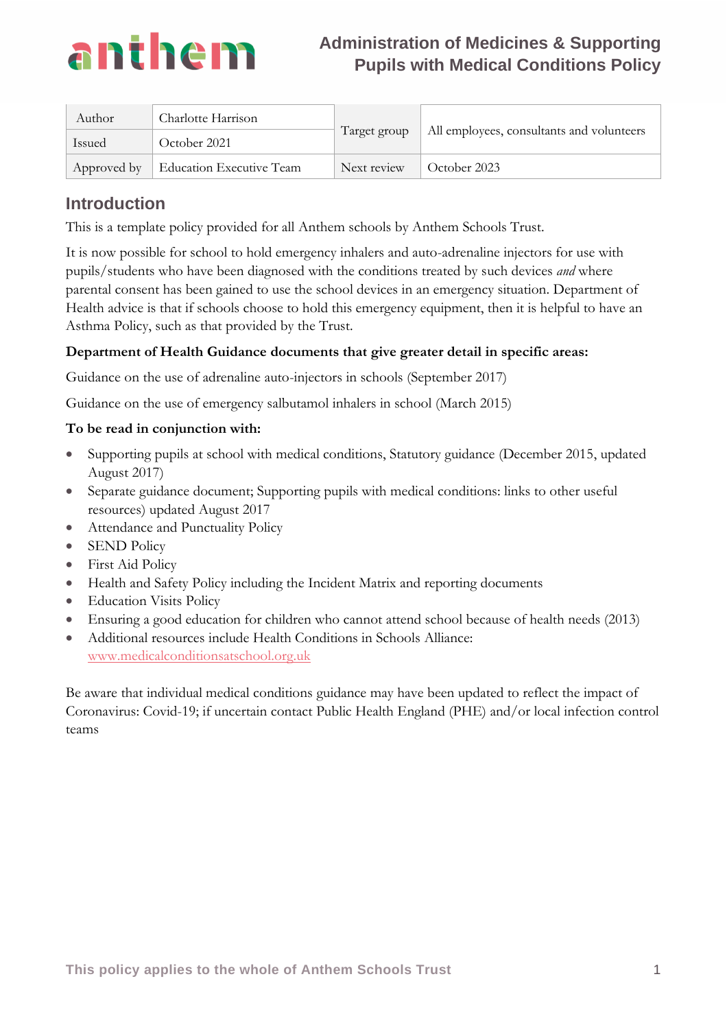# Administration of Medicines & Supporting Pupils with Medical Conditions Policy

| Author | Charlotte Harrison | Target group | All employees, consultants and volunteers |
|---|---|---|---|
| Issued | October 2021 | | |
| Approved by | Education Executive Team | Next review | October 2023 |

## Introduction

This is a template policy provided for all Anthem schools by Anthem Schools Trust.

It is now possible for school to hold emergency inhalers and auto-adrenaline injectors for use with pupils/students who have been diagnosed with the conditions treated by such devices *and* where parental consent has been gained to use the school devices in an emergency situation. Department of Health advice is that if schools choose to hold this emergency equipment, then it is helpful to have an Asthma Policy, such as that provided by the Trust.

**Department of Health Guidance documents that give greater detail in specific areas:**

Guidance on the use of adrenaline auto-injectors in schools (September 2017)

Guidance on the use of emergency salbutamol inhalers in school (March 2015)

**To be read in conjunction with:**

- Supporting pupils at school with medical conditions, Statutory guidance (December 2015, updated August 2017)
- Separate guidance document; Supporting pupils with medical conditions: links to other useful resources) updated August 2017
- Attendance and Punctuality Policy
- SEND Policy
- First Aid Policy
- Health and Safety Policy including the Incident Matrix and reporting documents
- Education Visits Policy
- Ensuring a good education for children who cannot attend school because of health needs (2013)
- Additional resources include Health Conditions in Schools Alliance: www.medicalconditionsatschool.org.uk

Be aware that individual medical conditions guidance may have been updated to reflect the impact of Coronavirus: Covid-19; if uncertain contact Public Health England (PHE) and/or local infection control teams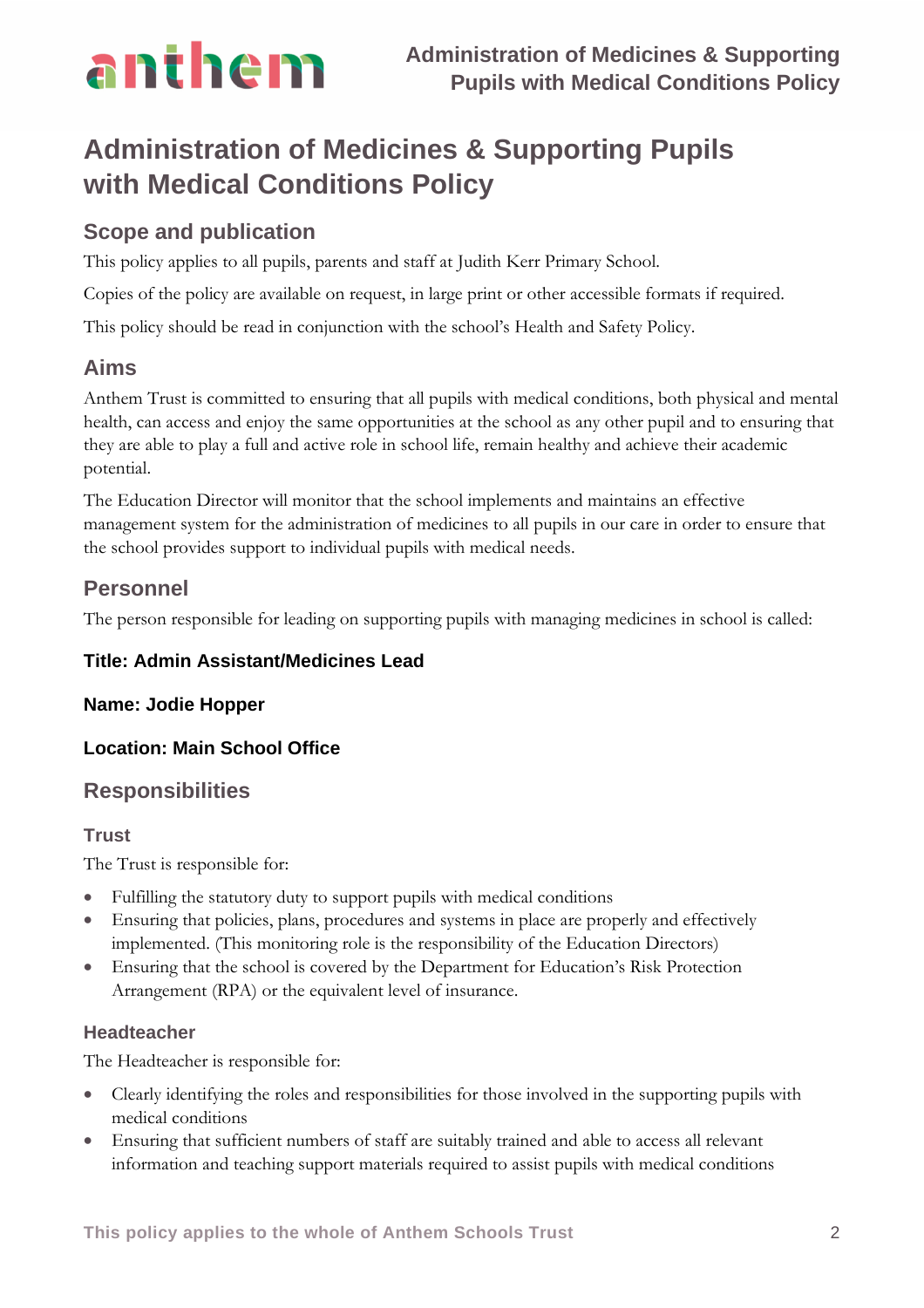# Administration of Medicines & Supporting Pupils with Medical Conditions Policy

## Scope and publication

This policy applies to all pupils, parents and staff at Judith Kerr Primary School.

Copies of the policy are available on request, in large print or other accessible formats if required.

This policy should be read in conjunction with the school's Health and Safety Policy.

## Aims

Anthem Trust is committed to ensuring that all pupils with medical conditions, both physical and mental health, can access and enjoy the same opportunities at the school as any other pupil and to ensuring that they are able to play a full and active role in school life, remain healthy and achieve their academic potential.

The Education Director will monitor that the school implements and maintains an effective management system for the administration of medicines to all pupils in our care in order to ensure that the school provides support to individual pupils with medical needs.

## Personnel

The person responsible for leading on supporting pupils with managing medicines in school is called:

**Title: Admin Assistant/Medicines Lead**

**Name: Jodie Hopper**

**Location: Main School Office**

## Responsibilities

### Trust

The Trust is responsible for:

- Fulfilling the statutory duty to support pupils with medical conditions
- Ensuring that policies, plans, procedures and systems in place are properly and effectively implemented. (This monitoring role is the responsibility of the Education Directors)
- Ensuring that the school is covered by the Department for Education's Risk Protection Arrangement (RPA) or the equivalent level of insurance.

### Headteacher

The Headteacher is responsible for:

- Clearly identifying the roles and responsibilities for those involved in the supporting pupils with medical conditions
- Ensuring that sufficient numbers of staff are suitably trained and able to access all relevant information and teaching support materials required to assist pupils with medical conditions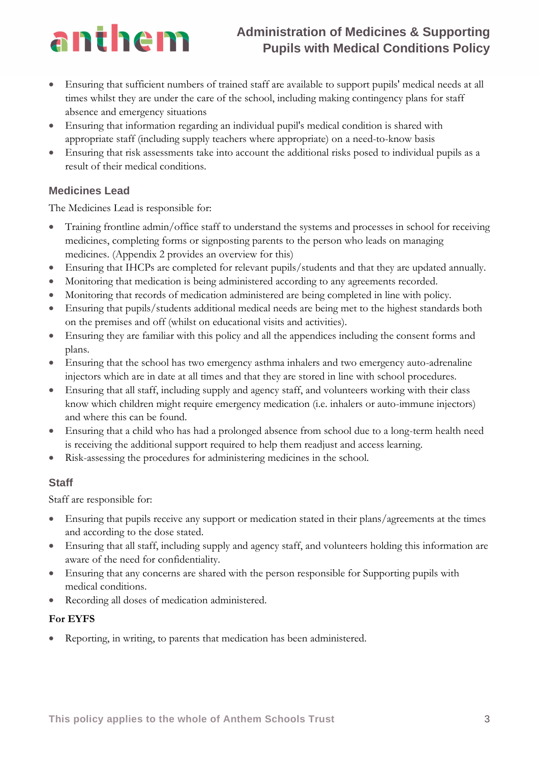- Ensuring that sufficient numbers of trained staff are available to support pupils' medical needs at all times whilst they are under the care of the school, including making contingency plans for staff absence and emergency situations
- Ensuring that information regarding an individual pupil's medical condition is shared with appropriate staff (including supply teachers where appropriate) on a need-to-know basis
- Ensuring that risk assessments take into account the additional risks posed to individual pupils as a result of their medical conditions.

### Medicines Lead

The Medicines Lead is responsible for:

- Training frontline admin/office staff to understand the systems and processes in school for receiving medicines, completing forms or signposting parents to the person who leads on managing medicines. (Appendix 2 provides an overview for this)
- Ensuring that IHCPs are completed for relevant pupils/students and that they are updated annually.
- Monitoring that medication is being administered according to any agreements recorded.
- Monitoring that records of medication administered are being completed in line with policy.
- Ensuring that pupils/students additional medical needs are being met to the highest standards both on the premises and off (whilst on educational visits and activities).
- Ensuring they are familiar with this policy and all the appendices including the consent forms and plans.
- Ensuring that the school has two emergency asthma inhalers and two emergency auto-adrenaline injectors which are in date at all times and that they are stored in line with school procedures.
- Ensuring that all staff, including supply and agency staff, and volunteers working with their class know which children might require emergency medication (i.e. inhalers or auto-immune injectors) and where this can be found.
- Ensuring that a child who has had a prolonged absence from school due to a long-term health need is receiving the additional support required to help them readjust and access learning.
- Risk-assessing the procedures for administering medicines in the school.

### Staff

Staff are responsible for:

- Ensuring that pupils receive any support or medication stated in their plans/agreements at the times and according to the dose stated.
- Ensuring that all staff, including supply and agency staff, and volunteers holding this information are aware of the need for confidentiality.
- Ensuring that any concerns are shared with the person responsible for Supporting pupils with medical conditions.
- Recording all doses of medication administered.

**For EYFS**

- Reporting, in writing, to parents that medication has been administered.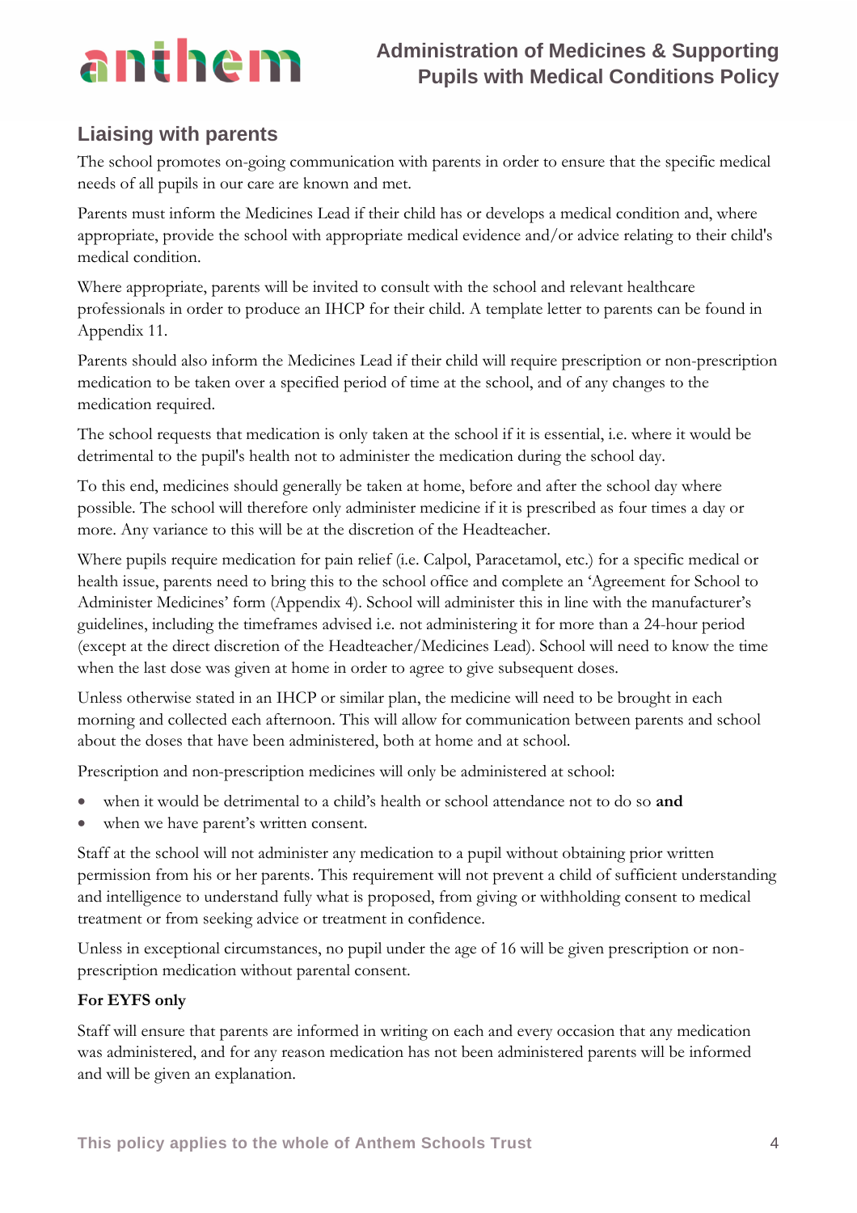## Liaising with parents

The school promotes on-going communication with parents in order to ensure that the specific medical needs of all pupils in our care are known and met.

Parents must inform the Medicines Lead if their child has or develops a medical condition and, where appropriate, provide the school with appropriate medical evidence and/or advice relating to their child's medical condition.

Where appropriate, parents will be invited to consult with the school and relevant healthcare professionals in order to produce an IHCP for their child. A template letter to parents can be found in Appendix 11.

Parents should also inform the Medicines Lead if their child will require prescription or non-prescription medication to be taken over a specified period of time at the school, and of any changes to the medication required.

The school requests that medication is only taken at the school if it is essential, i.e. where it would be detrimental to the pupil's health not to administer the medication during the school day.

To this end, medicines should generally be taken at home, before and after the school day where possible. The school will therefore only administer medicine if it is prescribed as four times a day or more. Any variance to this will be at the discretion of the Headteacher.

Where pupils require medication for pain relief (i.e. Calpol, Paracetamol, etc.) for a specific medical or health issue, parents need to bring this to the school office and complete an 'Agreement for School to Administer Medicines' form (Appendix 4). School will administer this in line with the manufacturer's guidelines, including the timeframes advised i.e. not administering it for more than a 24-hour period (except at the direct discretion of the Headteacher/Medicines Lead). School will need to know the time when the last dose was given at home in order to agree to give subsequent doses.

Unless otherwise stated in an IHCP or similar plan, the medicine will need to be brought in each morning and collected each afternoon. This will allow for communication between parents and school about the doses that have been administered, both at home and at school.

Prescription and non-prescription medicines will only be administered at school:

- when it would be detrimental to a child's health or school attendance not to do so **and**
- when we have parent's written consent.

Staff at the school will not administer any medication to a pupil without obtaining prior written permission from his or her parents. This requirement will not prevent a child of sufficient understanding and intelligence to understand fully what is proposed, from giving or withholding consent to medical treatment or from seeking advice or treatment in confidence.

Unless in exceptional circumstances, no pupil under the age of 16 will be given prescription or non-prescription medication without parental consent.

**For EYFS only**

Staff will ensure that parents are informed in writing on each and every occasion that any medication was administered, and for any reason medication has not been administered parents will be informed and will be given an explanation.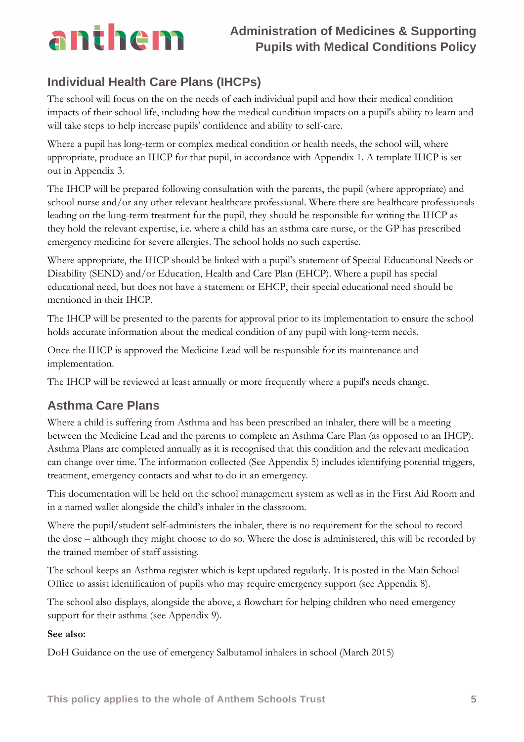## Individual Health Care Plans (IHCPs)

The school will focus on the on the needs of each individual pupil and how their medical condition impacts of their school life, including how the medical condition impacts on a pupil's ability to learn and will take steps to help increase pupils' confidence and ability to self-care.

Where a pupil has long-term or complex medical condition or health needs, the school will, where appropriate, produce an IHCP for that pupil, in accordance with Appendix 1. A template IHCP is set out in Appendix 3.

The IHCP will be prepared following consultation with the parents, the pupil (where appropriate) and school nurse and/or any other relevant healthcare professional. Where there are healthcare professionals leading on the long-term treatment for the pupil, they should be responsible for writing the IHCP as they hold the relevant expertise, i.e. where a child has an asthma care nurse, or the GP has prescribed emergency medicine for severe allergies. The school holds no such expertise.

Where appropriate, the IHCP should be linked with a pupil's statement of Special Educational Needs or Disability (SEND) and/or Education, Health and Care Plan (EHCP). Where a pupil has special educational need, but does not have a statement or EHCP, their special educational need should be mentioned in their IHCP.

The IHCP will be presented to the parents for approval prior to its implementation to ensure the school holds accurate information about the medical condition of any pupil with long-term needs.

Once the IHCP is approved the Medicine Lead will be responsible for its maintenance and implementation.

The IHCP will be reviewed at least annually or more frequently where a pupil's needs change.

## Asthma Care Plans

Where a child is suffering from Asthma and has been prescribed an inhaler, there will be a meeting between the Medicine Lead and the parents to complete an Asthma Care Plan (as opposed to an IHCP). Asthma Plans are completed annually as it is recognised that this condition and the relevant medication can change over time. The information collected (See Appendix 5) includes identifying potential triggers, treatment, emergency contacts and what to do in an emergency.

This documentation will be held on the school management system as well as in the First Aid Room and in a named wallet alongside the child's inhaler in the classroom.

Where the pupil/student self-administers the inhaler, there is no requirement for the school to record the dose – although they might choose to do so. Where the dose is administered, this will be recorded by the trained member of staff assisting.

The school keeps an Asthma register which is kept updated regularly. It is posted in the Main School Office to assist identification of pupils who may require emergency support (see Appendix 8).

The school also displays, alongside the above, a flowchart for helping children who need emergency support for their asthma (see Appendix 9).

**See also:**

DoH Guidance on the use of emergency Salbutamol inhalers in school (March 2015)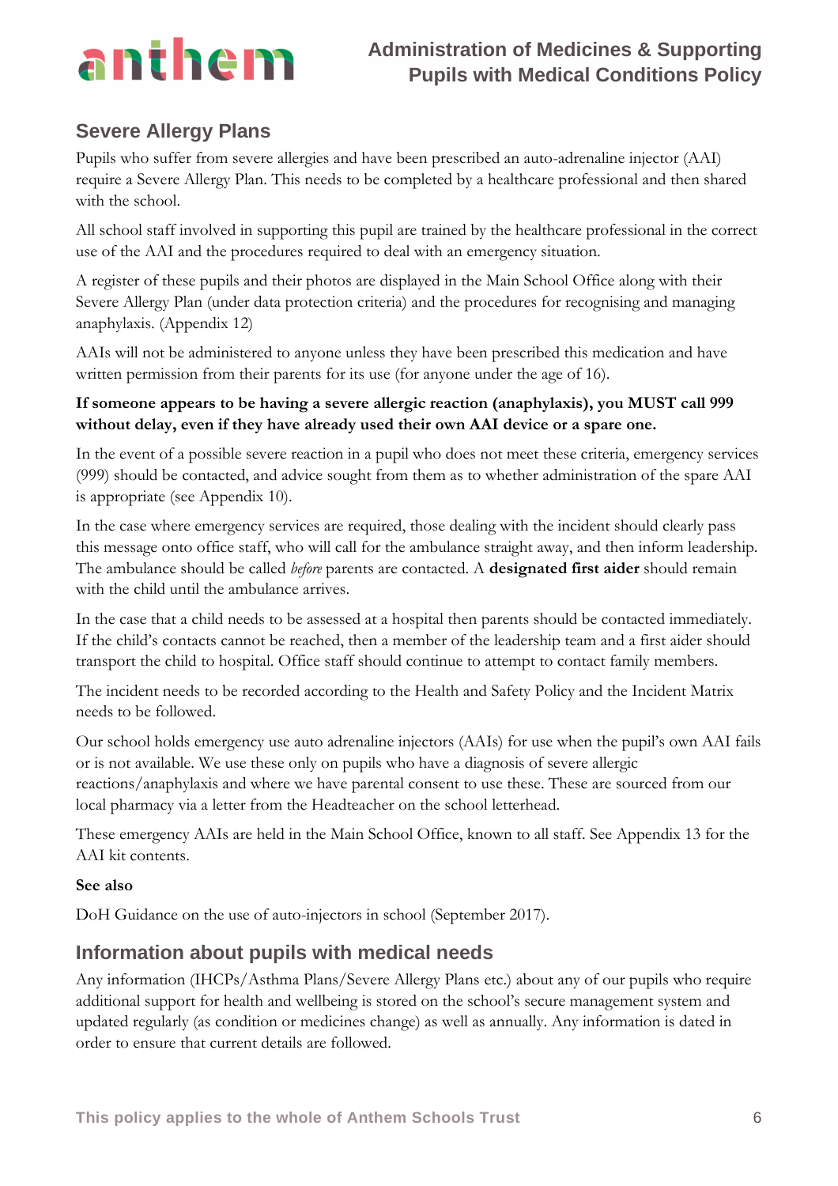## Severe Allergy Plans

Pupils who suffer from severe allergies and have been prescribed an auto-adrenaline injector (AAI) require a Severe Allergy Plan. This needs to be completed by a healthcare professional and then shared with the school.

All school staff involved in supporting this pupil are trained by the healthcare professional in the correct use of the AAI and the procedures required to deal with an emergency situation.

A register of these pupils and their photos are displayed in the Main School Office along with their Severe Allergy Plan (under data protection criteria) and the procedures for recognising and managing anaphylaxis. (Appendix 12)

AAIs will not be administered to anyone unless they have been prescribed this medication and have written permission from their parents for its use (for anyone under the age of 16).

**If someone appears to be having a severe allergic reaction (anaphylaxis), you MUST call 999 without delay, even if they have already used their own AAI device or a spare one.**

In the event of a possible severe reaction in a pupil who does not meet these criteria, emergency services (999) should be contacted, and advice sought from them as to whether administration of the spare AAI is appropriate (see Appendix 10).

In the case where emergency services are required, those dealing with the incident should clearly pass this message onto office staff, who will call for the ambulance straight away, and then inform leadership. The ambulance should be called *before* parents are contacted. A **designated first aider** should remain with the child until the ambulance arrives.

In the case that a child needs to be assessed at a hospital then parents should be contacted immediately. If the child's contacts cannot be reached, then a member of the leadership team and a first aider should transport the child to hospital. Office staff should continue to attempt to contact family members.

The incident needs to be recorded according to the Health and Safety Policy and the Incident Matrix needs to be followed.

Our school holds emergency use auto adrenaline injectors (AAIs) for use when the pupil's own AAI fails or is not available. We use these only on pupils who have a diagnosis of severe allergic reactions/anaphylaxis and where we have parental consent to use these. These are sourced from our local pharmacy via a letter from the Headteacher on the school letterhead.

These emergency AAIs are held in the Main School Office, known to all staff. See Appendix 13 for the AAI kit contents.

**See also**

DoH Guidance on the use of auto-injectors in school (September 2017).

## Information about pupils with medical needs

Any information (IHCPs/Asthma Plans/Severe Allergy Plans etc.) about any of our pupils who require additional support for health and wellbeing is stored on the school's secure management system and updated regularly (as condition or medicines change) as well as annually. Any information is dated in order to ensure that current details are followed.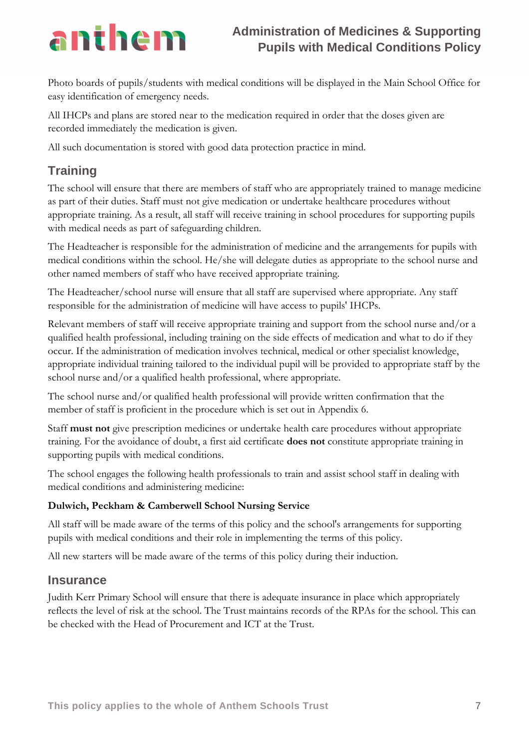Photo boards of pupils/students with medical conditions will be displayed in the Main School Office for easy identification of emergency needs.

All IHCPs and plans are stored near to the medication required in order that the doses given are recorded immediately the medication is given.

All such documentation is stored with good data protection practice in mind.

## Training

The school will ensure that there are members of staff who are appropriately trained to manage medicine as part of their duties. Staff must not give medication or undertake healthcare procedures without appropriate training. As a result, all staff will receive training in school procedures for supporting pupils with medical needs as part of safeguarding children.

The Headteacher is responsible for the administration of medicine and the arrangements for pupils with medical conditions within the school. He/she will delegate duties as appropriate to the school nurse and other named members of staff who have received appropriate training.

The Headteacher/school nurse will ensure that all staff are supervised where appropriate. Any staff responsible for the administration of medicine will have access to pupils' IHCPs.

Relevant members of staff will receive appropriate training and support from the school nurse and/or a qualified health professional, including training on the side effects of medication and what to do if they occur. If the administration of medication involves technical, medical or other specialist knowledge, appropriate individual training tailored to the individual pupil will be provided to appropriate staff by the school nurse and/or a qualified health professional, where appropriate.

The school nurse and/or qualified health professional will provide written confirmation that the member of staff is proficient in the procedure which is set out in Appendix 6.

Staff **must not** give prescription medicines or undertake health care procedures without appropriate training. For the avoidance of doubt, a first aid certificate **does not** constitute appropriate training in supporting pupils with medical conditions.

The school engages the following health professionals to train and assist school staff in dealing with medical conditions and administering medicine:

**Dulwich, Peckham & Camberwell School Nursing Service**

All staff will be made aware of the terms of this policy and the school's arrangements for supporting pupils with medical conditions and their role in implementing the terms of this policy.

All new starters will be made aware of the terms of this policy during their induction.

## Insurance

Judith Kerr Primary School will ensure that there is adequate insurance in place which appropriately reflects the level of risk at the school. The Trust maintains records of the RPAs for the school. This can be checked with the Head of Procurement and ICT at the Trust.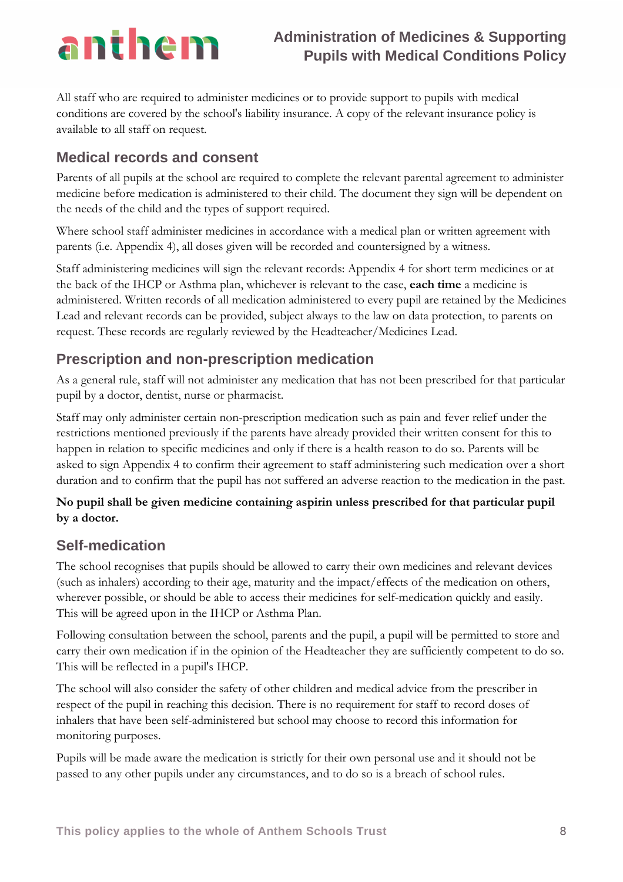All staff who are required to administer medicines or to provide support to pupils with medical conditions are covered by the school's liability insurance. A copy of the relevant insurance policy is available to all staff on request.

## Medical records and consent

Parents of all pupils at the school are required to complete the relevant parental agreement to administer medicine before medication is administered to their child. The document they sign will be dependent on the needs of the child and the types of support required.

Where school staff administer medicines in accordance with a medical plan or written agreement with parents (i.e. Appendix 4), all doses given will be recorded and countersigned by a witness.

Staff administering medicines will sign the relevant records: Appendix 4 for short term medicines or at the back of the IHCP or Asthma plan, whichever is relevant to the case, **each time** a medicine is administered. Written records of all medication administered to every pupil are retained by the Medicines Lead and relevant records can be provided, subject always to the law on data protection, to parents on request. These records are regularly reviewed by the Headteacher/Medicines Lead.

## Prescription and non-prescription medication

As a general rule, staff will not administer any medication that has not been prescribed for that particular pupil by a doctor, dentist, nurse or pharmacist.

Staff may only administer certain non-prescription medication such as pain and fever relief under the restrictions mentioned previously if the parents have already provided their written consent for this to happen in relation to specific medicines and only if there is a health reason to do so. Parents will be asked to sign Appendix 4 to confirm their agreement to staff administering such medication over a short duration and to confirm that the pupil has not suffered an adverse reaction to the medication in the past.

**No pupil shall be given medicine containing aspirin unless prescribed for that particular pupil by a doctor.**

## Self-medication

The school recognises that pupils should be allowed to carry their own medicines and relevant devices (such as inhalers) according to their age, maturity and the impact/effects of the medication on others, wherever possible, or should be able to access their medicines for self-medication quickly and easily. This will be agreed upon in the IHCP or Asthma Plan.

Following consultation between the school, parents and the pupil, a pupil will be permitted to store and carry their own medication if in the opinion of the Headteacher they are sufficiently competent to do so. This will be reflected in a pupil's IHCP.

The school will also consider the safety of other children and medical advice from the prescriber in respect of the pupil in reaching this decision. There is no requirement for staff to record doses of inhalers that have been self-administered but school may choose to record this information for monitoring purposes.

Pupils will be made aware the medication is strictly for their own personal use and it should not be passed to any other pupils under any circumstances, and to do so is a breach of school rules.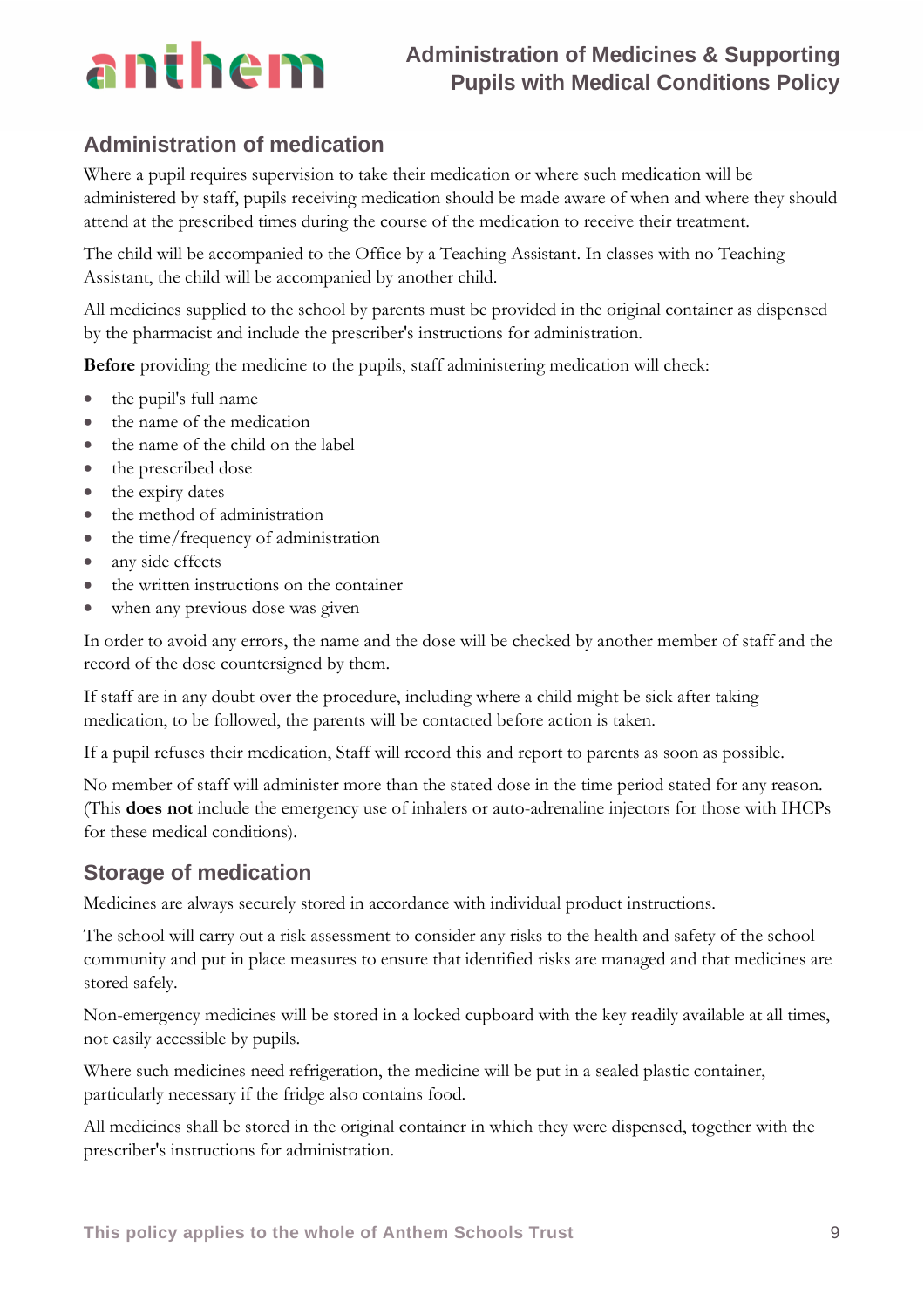## Administration of medication

Where a pupil requires supervision to take their medication or where such medication will be administered by staff, pupils receiving medication should be made aware of when and where they should attend at the prescribed times during the course of the medication to receive their treatment.

The child will be accompanied to the Office by a Teaching Assistant. In classes with no Teaching Assistant, the child will be accompanied by another child.

All medicines supplied to the school by parents must be provided in the original container as dispensed by the pharmacist and include the prescriber's instructions for administration.

**Before** providing the medicine to the pupils, staff administering medication will check:

- the pupil's full name
- the name of the medication
- the name of the child on the label
- the prescribed dose
- the expiry dates
- the method of administration
- the time/frequency of administration
- any side effects
- the written instructions on the container
- when any previous dose was given

In order to avoid any errors, the name and the dose will be checked by another member of staff and the record of the dose countersigned by them.

If staff are in any doubt over the procedure, including where a child might be sick after taking medication, to be followed, the parents will be contacted before action is taken.

If a pupil refuses their medication, Staff will record this and report to parents as soon as possible.

No member of staff will administer more than the stated dose in the time period stated for any reason. (This **does not** include the emergency use of inhalers or auto-adrenaline injectors for those with IHCPs for these medical conditions).

## Storage of medication

Medicines are always securely stored in accordance with individual product instructions.

The school will carry out a risk assessment to consider any risks to the health and safety of the school community and put in place measures to ensure that identified risks are managed and that medicines are stored safely.

Non-emergency medicines will be stored in a locked cupboard with the key readily available at all times, not easily accessible by pupils.

Where such medicines need refrigeration, the medicine will be put in a sealed plastic container, particularly necessary if the fridge also contains food.

All medicines shall be stored in the original container in which they were dispensed, together with the prescriber's instructions for administration.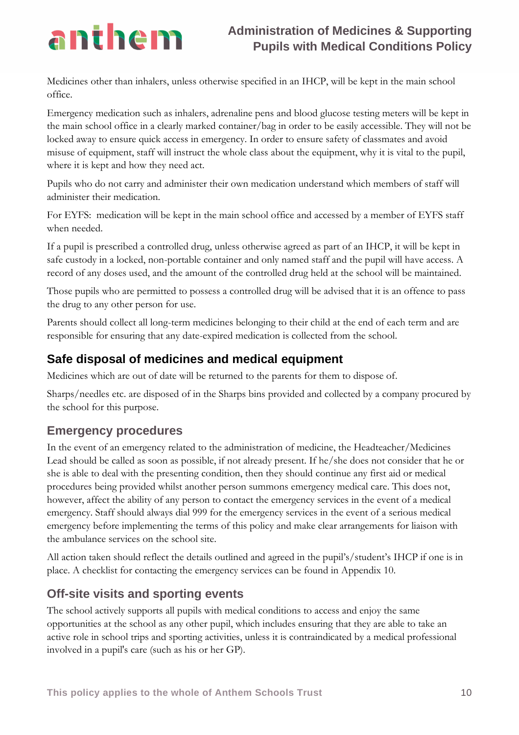Medicines other than inhalers, unless otherwise specified in an IHCP, will be kept in the main school office.

Emergency medication such as inhalers, adrenaline pens and blood glucose testing meters will be kept in the main school office in a clearly marked container/bag in order to be easily accessible. They will not be locked away to ensure quick access in emergency. In order to ensure safety of classmates and avoid misuse of equipment, staff will instruct the whole class about the equipment, why it is vital to the pupil, where it is kept and how they need act.

Pupils who do not carry and administer their own medication understand which members of staff will administer their medication.

For EYFS: medication will be kept in the main school office and accessed by a member of EYFS staff when needed.

If a pupil is prescribed a controlled drug, unless otherwise agreed as part of an IHCP, it will be kept in safe custody in a locked, non-portable container and only named staff and the pupil will have access. A record of any doses used, and the amount of the controlled drug held at the school will be maintained.

Those pupils who are permitted to possess a controlled drug will be advised that it is an offence to pass the drug to any other person for use.

Parents should collect all long-term medicines belonging to their child at the end of each term and are responsible for ensuring that any date-expired medication is collected from the school.

## Safe disposal of medicines and medical equipment

Medicines which are out of date will be returned to the parents for them to dispose of.

Sharps/needles etc. are disposed of in the Sharps bins provided and collected by a company procured by the school for this purpose.

## Emergency procedures

In the event of an emergency related to the administration of medicine, the Headteacher/Medicines Lead should be called as soon as possible, if not already present. If he/she does not consider that he or she is able to deal with the presenting condition, then they should continue any first aid or medical procedures being provided whilst another person summons emergency medical care. This does not, however, affect the ability of any person to contact the emergency services in the event of a medical emergency. Staff should always dial 999 for the emergency services in the event of a serious medical emergency before implementing the terms of this policy and make clear arrangements for liaison with the ambulance services on the school site.

All action taken should reflect the details outlined and agreed in the pupil's/student's IHCP if one is in place. A checklist for contacting the emergency services can be found in Appendix 10.

## Off-site visits and sporting events

The school actively supports all pupils with medical conditions to access and enjoy the same opportunities at the school as any other pupil, which includes ensuring that they are able to take an active role in school trips and sporting activities, unless it is contraindicated by a medical professional involved in a pupil's care (such as his or her GP).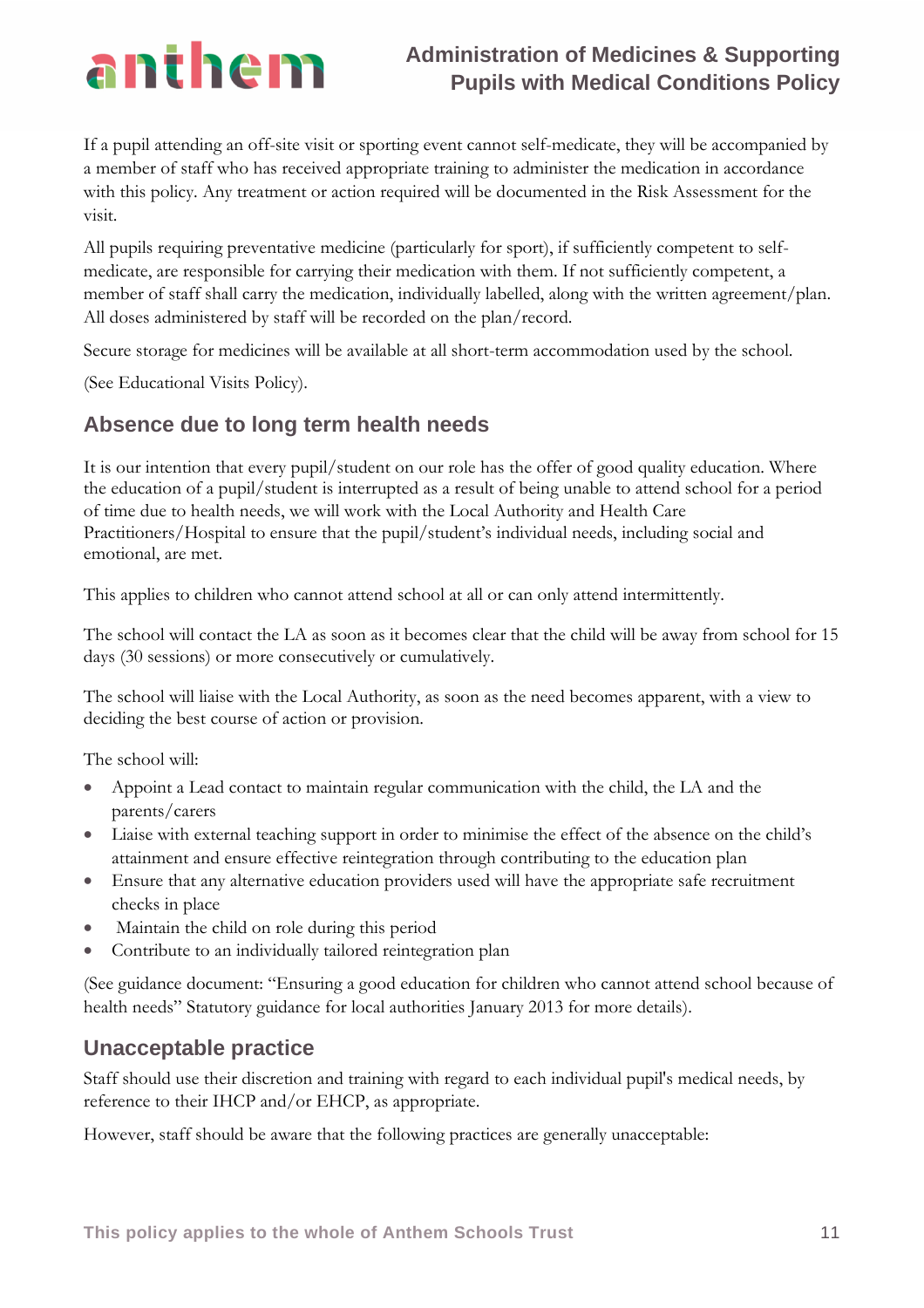If a pupil attending an off-site visit or sporting event cannot self-medicate, they will be accompanied by a member of staff who has received appropriate training to administer the medication in accordance with this policy. Any treatment or action required will be documented in the Risk Assessment for the visit.

All pupils requiring preventative medicine (particularly for sport), if sufficiently competent to self-medicate, are responsible for carrying their medication with them. If not sufficiently competent, a member of staff shall carry the medication, individually labelled, along with the written agreement/plan. All doses administered by staff will be recorded on the plan/record.

Secure storage for medicines will be available at all short-term accommodation used by the school.

(See Educational Visits Policy).

## Absence due to long term health needs

It is our intention that every pupil/student on our role has the offer of good quality education. Where the education of a pupil/student is interrupted as a result of being unable to attend school for a period of time due to health needs, we will work with the Local Authority and Health Care Practitioners/Hospital to ensure that the pupil/student's individual needs, including social and emotional, are met.

This applies to children who cannot attend school at all or can only attend intermittently.

The school will contact the LA as soon as it becomes clear that the child will be away from school for 15 days (30 sessions) or more consecutively or cumulatively.

The school will liaise with the Local Authority, as soon as the need becomes apparent, with a view to deciding the best course of action or provision.

The school will:

- Appoint a Lead contact to maintain regular communication with the child, the LA and the parents/carers
- Liaise with external teaching support in order to minimise the effect of the absence on the child's attainment and ensure effective reintegration through contributing to the education plan
- Ensure that any alternative education providers used will have the appropriate safe recruitment checks in place
- Maintain the child on role during this period
- Contribute to an individually tailored reintegration plan

(See guidance document: "Ensuring a good education for children who cannot attend school because of health needs" Statutory guidance for local authorities January 2013 for more details).

## Unacceptable practice

Staff should use their discretion and training with regard to each individual pupil's medical needs, by reference to their IHCP and/or EHCP, as appropriate.

However, staff should be aware that the following practices are generally unacceptable: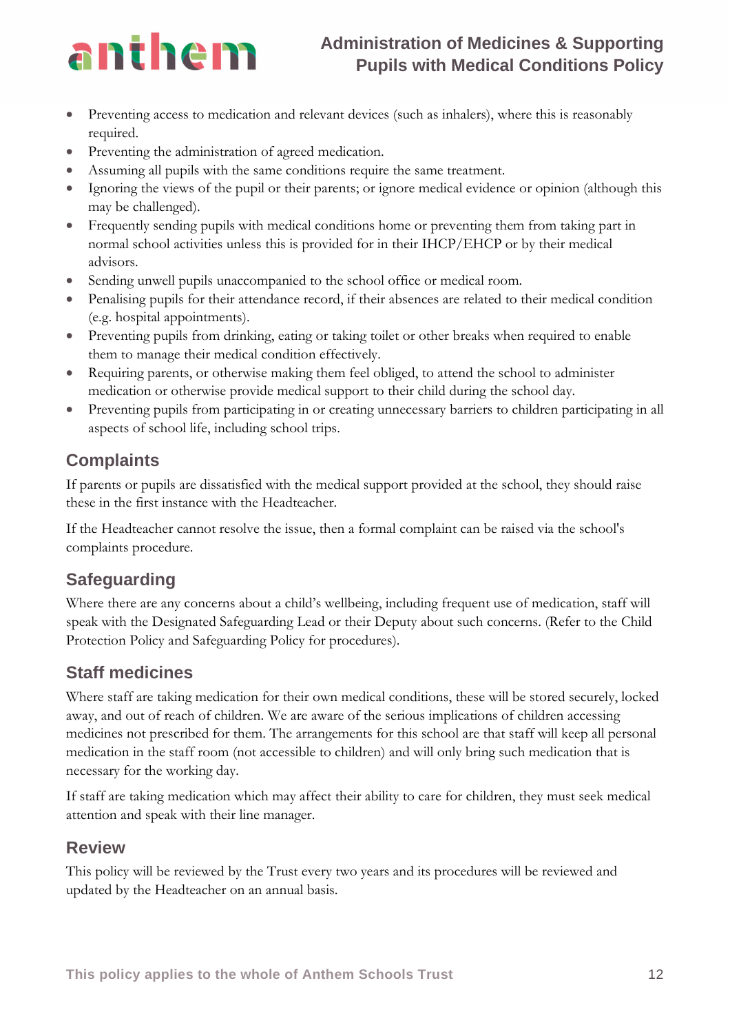- Preventing access to medication and relevant devices (such as inhalers), where this is reasonably required.
- Preventing the administration of agreed medication.
- Assuming all pupils with the same conditions require the same treatment.
- Ignoring the views of the pupil or their parents; or ignore medical evidence or opinion (although this may be challenged).
- Frequently sending pupils with medical conditions home or preventing them from taking part in normal school activities unless this is provided for in their IHCP/EHCP or by their medical advisors.
- Sending unwell pupils unaccompanied to the school office or medical room.
- Penalising pupils for their attendance record, if their absences are related to their medical condition (e.g. hospital appointments).
- Preventing pupils from drinking, eating or taking toilet or other breaks when required to enable them to manage their medical condition effectively.
- Requiring parents, or otherwise making them feel obliged, to attend the school to administer medication or otherwise provide medical support to their child during the school day.
- Preventing pupils from participating in or creating unnecessary barriers to children participating in all aspects of school life, including school trips.

## Complaints

If parents or pupils are dissatisfied with the medical support provided at the school, they should raise these in the first instance with the Headteacher.

If the Headteacher cannot resolve the issue, then a formal complaint can be raised via the school's complaints procedure.

## Safeguarding

Where there are any concerns about a child's wellbeing, including frequent use of medication, staff will speak with the Designated Safeguarding Lead or their Deputy about such concerns. (Refer to the Child Protection Policy and Safeguarding Policy for procedures).

## Staff medicines

Where staff are taking medication for their own medical conditions, these will be stored securely, locked away, and out of reach of children. We are aware of the serious implications of children accessing medicines not prescribed for them. The arrangements for this school are that staff will keep all personal medication in the staff room (not accessible to children) and will only bring such medication that is necessary for the working day.

If staff are taking medication which may affect their ability to care for children, they must seek medical attention and speak with their line manager.

## Review

This policy will be reviewed by the Trust every two years and its procedures will be reviewed and updated by the Headteacher on an annual basis.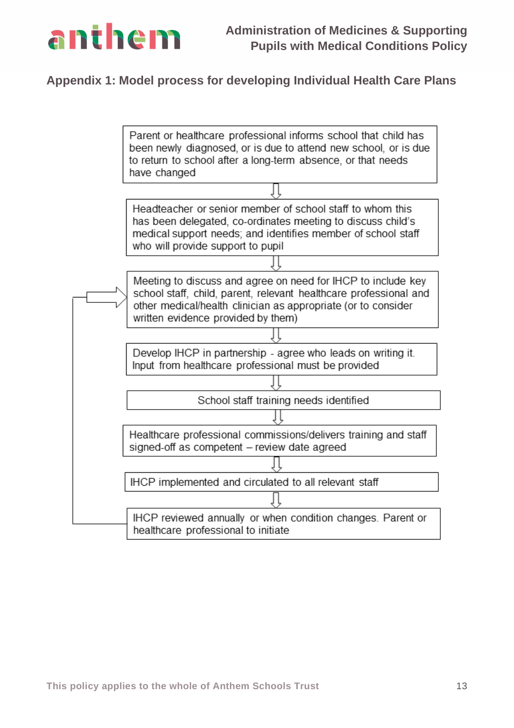## Appendix 1: Model process for developing Individual Health Care Plans

Parent or healthcare professional informs school that child has been newly diagnosed, or is due to attend new school, or is due to return to school after a long-term absence, or that needs have changed

⇩

Headteacher or senior member of school staff to whom this has been delegated, co-ordinates meeting to discuss child's medical support needs; and identifies member of school staff who will provide support to pupil

⇩

Meeting to discuss and agree on need for IHCP to include key school staff, child, parent, relevant healthcare professional and other medical/health clinician as appropriate (or to consider written evidence provided by them)

⇩

Develop IHCP in partnership - agree who leads on writing it. Input from healthcare professional must be provided

⇩

School staff training needs identified

⇩

Healthcare professional commissions/delivers training and staff signed-off as competent – review date agreed

⇩

IHCP implemented and circulated to all relevant staff

⇩

IHCP reviewed annually or when condition changes. Parent or healthcare professional to initiate

(Loop back to: Meeting to discuss and agree on need for IHCP)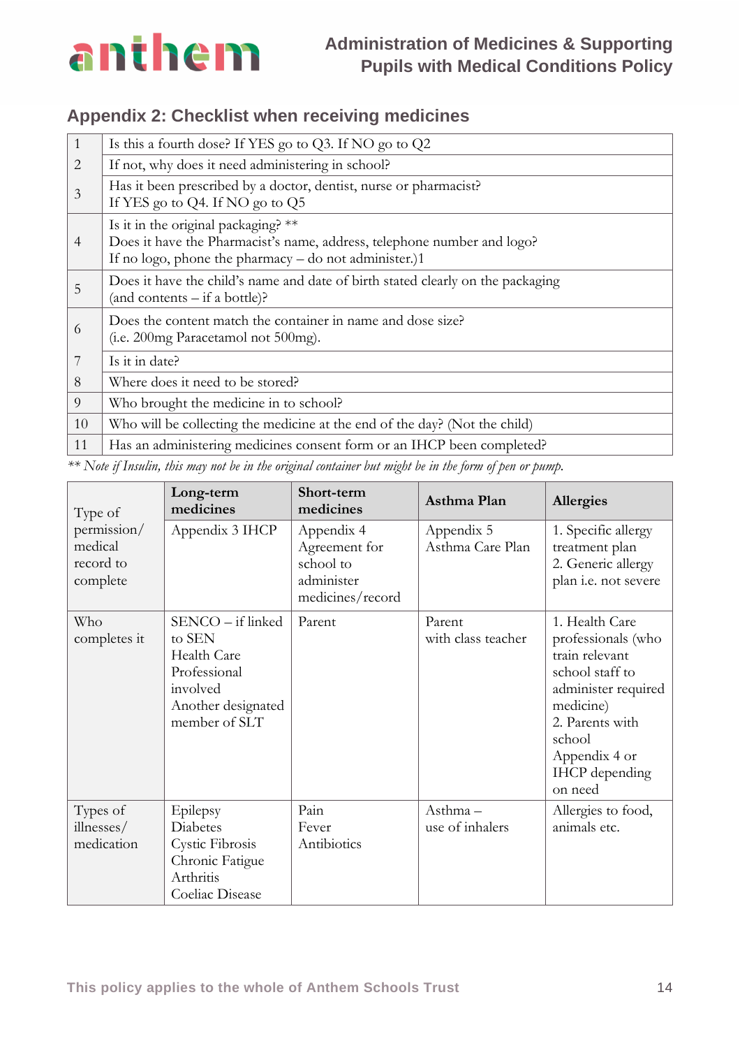## Appendix 2: Checklist when receiving medicines

| | |
|---|---|
| 1 | Is this a fourth dose? If YES go to Q3. If NO go to Q2 |
| 2 | If not, why does it need administering in school? |
| 3 | Has it been prescribed by a doctor, dentist, nurse or pharmacist?<br>If YES go to Q4. If NO go to Q5 |
| 4 | Is it in the original packaging? **<br>Does it have the Pharmacist's name, address, telephone number and logo?<br>If no logo, phone the pharmacy – do not administer.)1 |
| 5 | Does it have the child's name and date of birth stated clearly on the packaging (and contents – if a bottle)? |
| 6 | Does the content match the container in name and dose size?<br>(i.e. 200mg Paracetamol not 500mg). |
| 7 | Is it in date? |
| 8 | Where does it need to be stored? |
| 9 | Who brought the medicine in to school? |
| 10 | Who will be collecting the medicine at the end of the day? (Not the child) |
| 11 | Has an administering medicines consent form or an IHCP been completed? |

*** Note if Insulin, this may not be in the original container but might be in the form of pen or pump.*

| Type of permission/ medical record to complete | **Long-term medicines**<br>Appendix 3 IHCP | **Short-term medicines**<br>Appendix 4 Agreement for school to administer medicines/record | **Asthma Plan**<br>Appendix 5 Asthma Care Plan | **Allergies**<br>1. Specific allergy treatment plan<br>2. Generic allergy plan i.e. not severe |
|---|---|---|---|---|
| Who completes it | SENCO – if linked to SEN<br>Health Care Professional involved<br>Another designated member of SLT | Parent | Parent with class teacher | 1. Health Care professionals (who train relevant school staff to administer required medicine)<br>2. Parents with school Appendix 4 or IHCP depending on need |
| Types of illnesses/ medication | Epilepsy<br>Diabetes<br>Cystic Fibrosis<br>Chronic Fatigue<br>Arthritis<br>Coeliac Disease | Pain<br>Fever<br>Antibiotics | Asthma – use of inhalers | Allergies to food, animals etc. |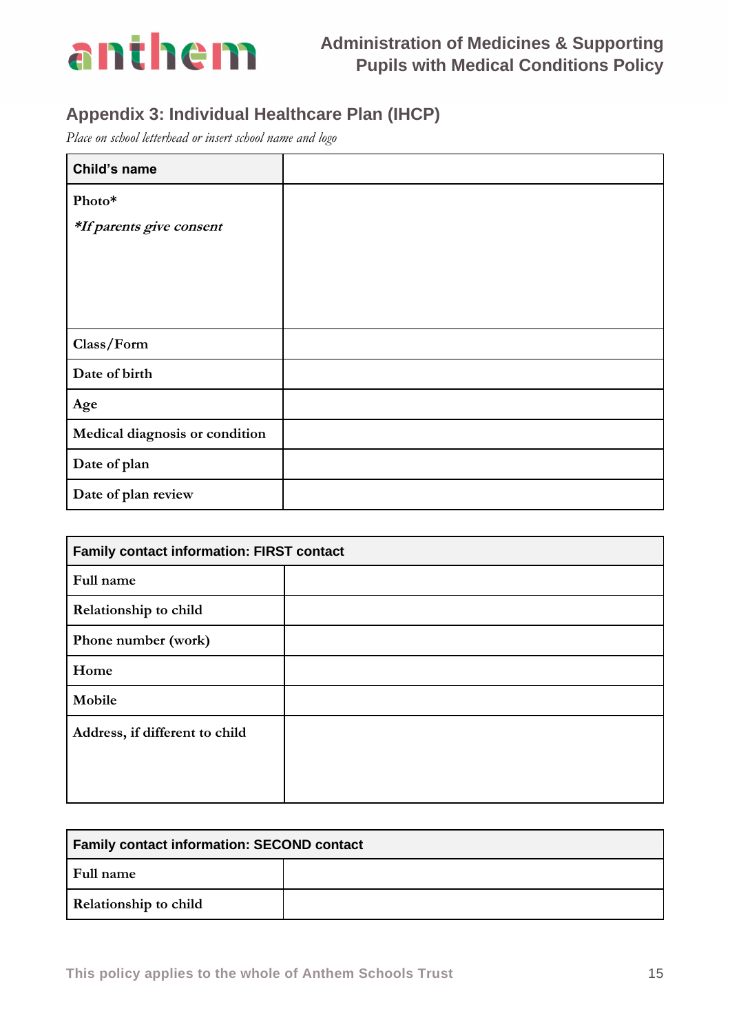## Appendix 3: Individual Healthcare Plan (IHCP)

*Place on school letterhead or insert school name and logo*

| **Child's name** | |
|---|---|
| **Photo\*** *\*If parents give consent* | |
| **Class/Form** | |
| **Date of birth** | |
| **Age** | |
| **Medical diagnosis or condition** | |
| **Date of plan** | |
| **Date of plan review** | |

| **Family contact information: FIRST contact** | |
|---|---|
| **Full name** | |
| **Relationship to child** | |
| **Phone number (work)** | |
| **Home** | |
| **Mobile** | |
| **Address, if different to child** | |

| **Family contact information: SECOND contact** | |
|---|---|
| **Full name** | |
| **Relationship to child** | |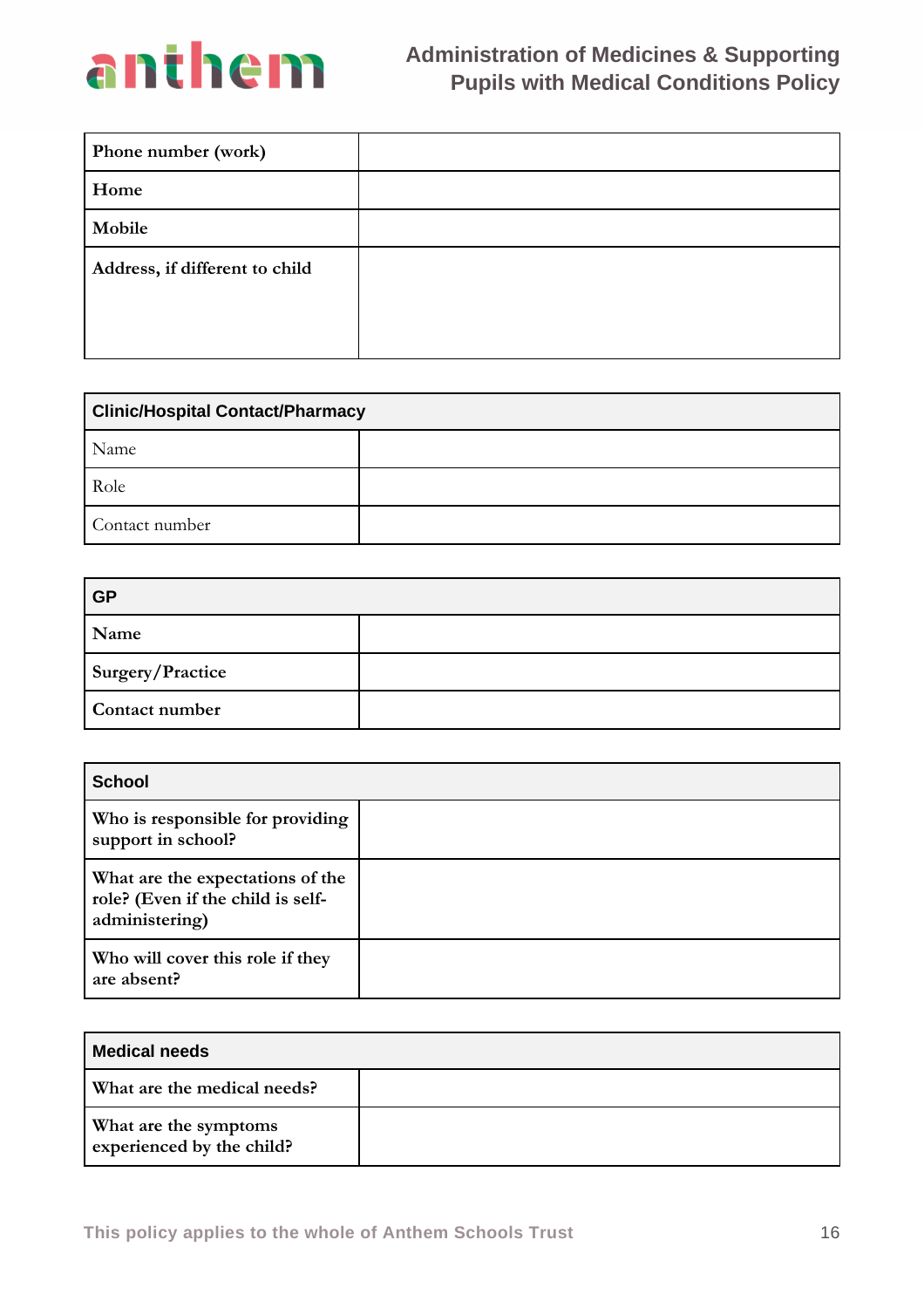| Phone number (work) | |
|---|---|
| Home | |
| Mobile | |
| Address, if different to child | |

| Clinic/Hospital Contact/Pharmacy | |
|---|---|
| Name | |
| Role | |
| Contact number | |

| GP | |
|---|---|
| Name | |
| Surgery/Practice | |
| Contact number | |

| School | |
|---|---|
| Who is responsible for providing support in school? | |
| What are the expectations of the role? (Even if the child is self-administering) | |
| Who will cover this role if they are absent? | |

| Medical needs | |
|---|---|
| What are the medical needs? | |
| What are the symptoms experienced by the child? | |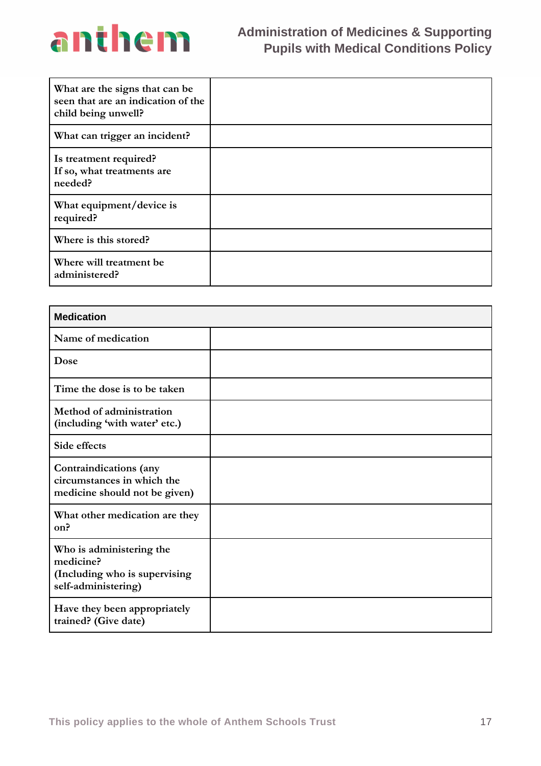| What are the signs that can be seen that are an indication of the child being unwell? | |
|---|---|
| What can trigger an incident? | |
| Is treatment required? If so, what treatments are needed? | |
| What equipment/device is required? | |
| Where is this stored? | |
| Where will treatment be administered? | |

| Medication | |
|---|---|
| Name of medication | |
| Dose | |
| Time the dose is to be taken | |
| Method of administration (including 'with water' etc.) | |
| Side effects | |
| Contraindications (any circumstances in which the medicine should not be given) | |
| What other medication are they on? | |
| Who is administering the medicine? (Including who is supervising self-administering) | |
| Have they been appropriately trained? (Give date) | |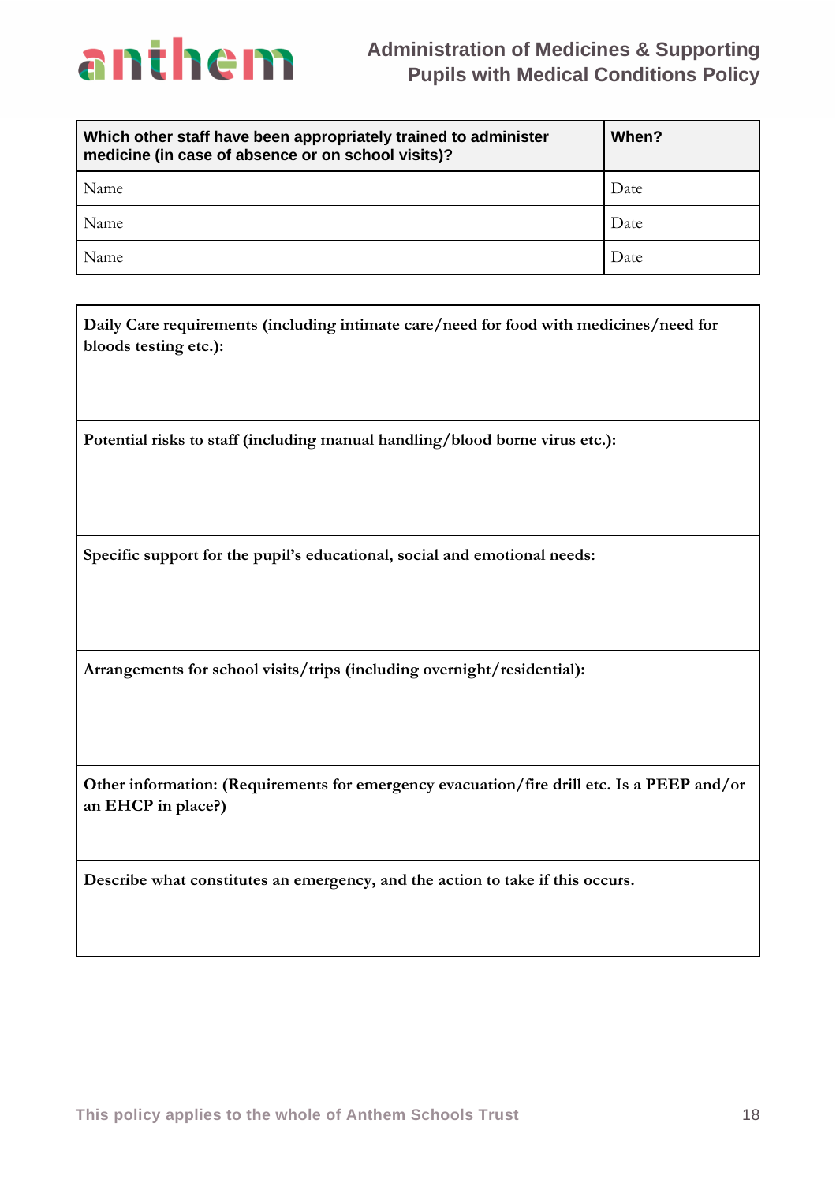| Which other staff have been appropriately trained to administer medicine (in case of absence or on school visits)? | When? |
|---|---|
| Name | Date |
| Name | Date |
| Name | Date |

| **Daily Care requirements (including intimate care/need for food with medicines/need for bloods testing etc.):** |
|---|
| **Potential risks to staff (including manual handling/blood borne virus etc.):** |
| **Specific support for the pupil's educational, social and emotional needs:** |
| **Arrangements for school visits/trips (including overnight/residential):** |
| **Other information: (Requirements for emergency evacuation/fire drill etc. Is a PEEP and/or an EHCP in place?)** |
| **Describe what constitutes an emergency, and the action to take if this occurs.** |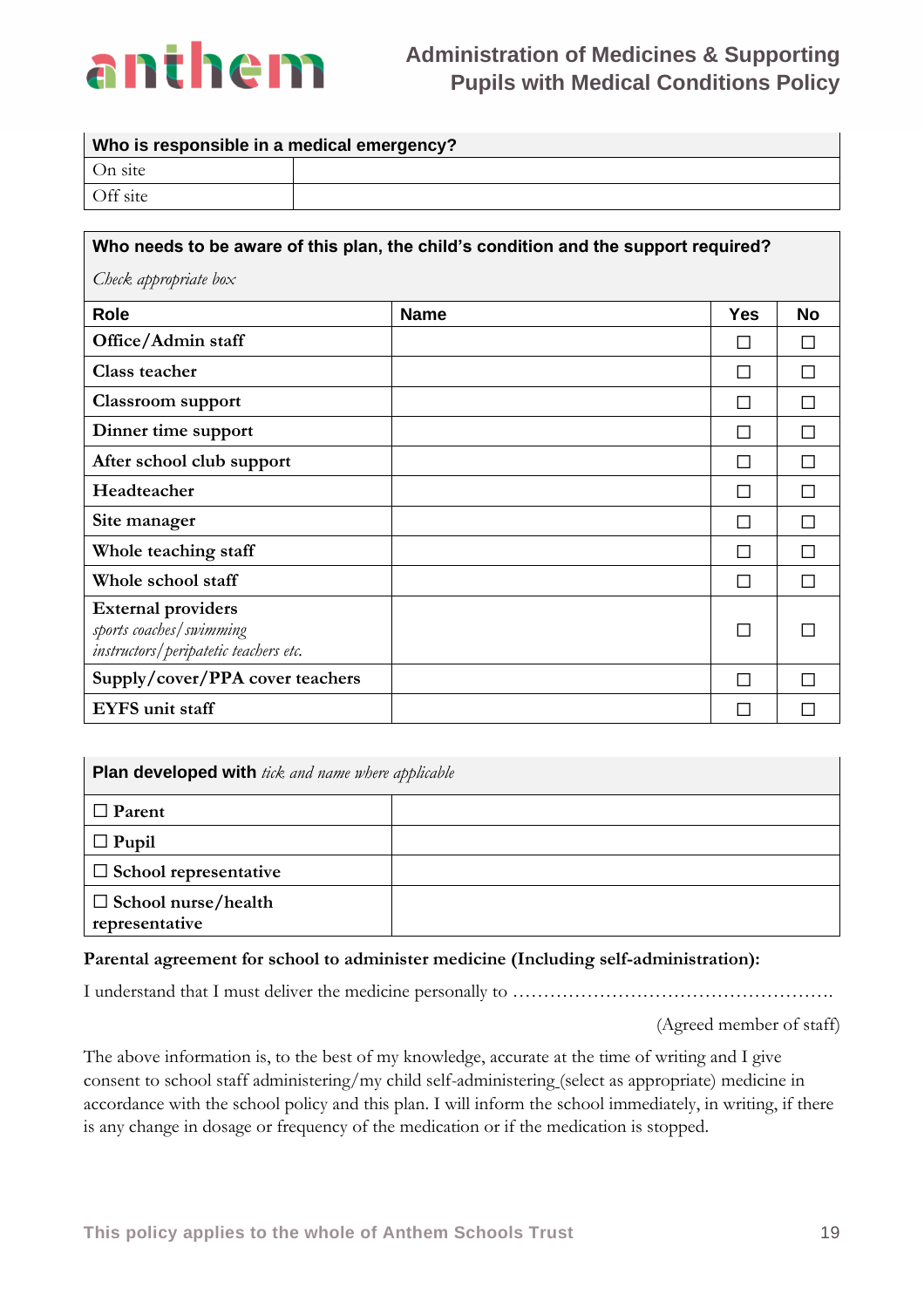| Who is responsible in a medical emergency? | |
|---|---|
| On site | |
| Off site | |

| Who needs to be aware of this plan, the child's condition and the support required? *Check appropriate box* | | | |
|---|---|---|---|
| **Role** | **Name** | **Yes** | **No** |
| **Office/Admin staff** | | ☐ | ☐ |
| **Class teacher** | | ☐ | ☐ |
| **Classroom support** | | ☐ | ☐ |
| **Dinner time support** | | ☐ | ☐ |
| **After school club support** | | ☐ | ☐ |
| **Headteacher** | | ☐ | ☐ |
| **Site manager** | | ☐ | ☐ |
| **Whole teaching staff** | | ☐ | ☐ |
| **Whole school staff** | | ☐ | ☐ |
| **External providers** *sports coaches/swimming instructors/peripatetic teachers etc.* | | ☐ | ☐ |
| **Supply/cover/PPA cover teachers** | | ☐ | ☐ |
| **EYFS unit staff** | | ☐ | ☐ |

| **Plan developed with** *tick and name where applicable* | |
|---|---|
| ☐ **Parent** | |
| ☐ **Pupil** | |
| ☐ **School representative** | |
| ☐ **School nurse/health representative** | |

**Parental agreement for school to administer medicine (Including self-administration):**

I understand that I must deliver the medicine personally to …………………………………………….

(Agreed member of staff)

The above information is, to the best of my knowledge, accurate at the time of writing and I give consent to school staff administering/my child self-administering (select as appropriate) medicine in accordance with the school policy and this plan. I will inform the school immediately, in writing, if there is any change in dosage or frequency of the medication or if the medication is stopped.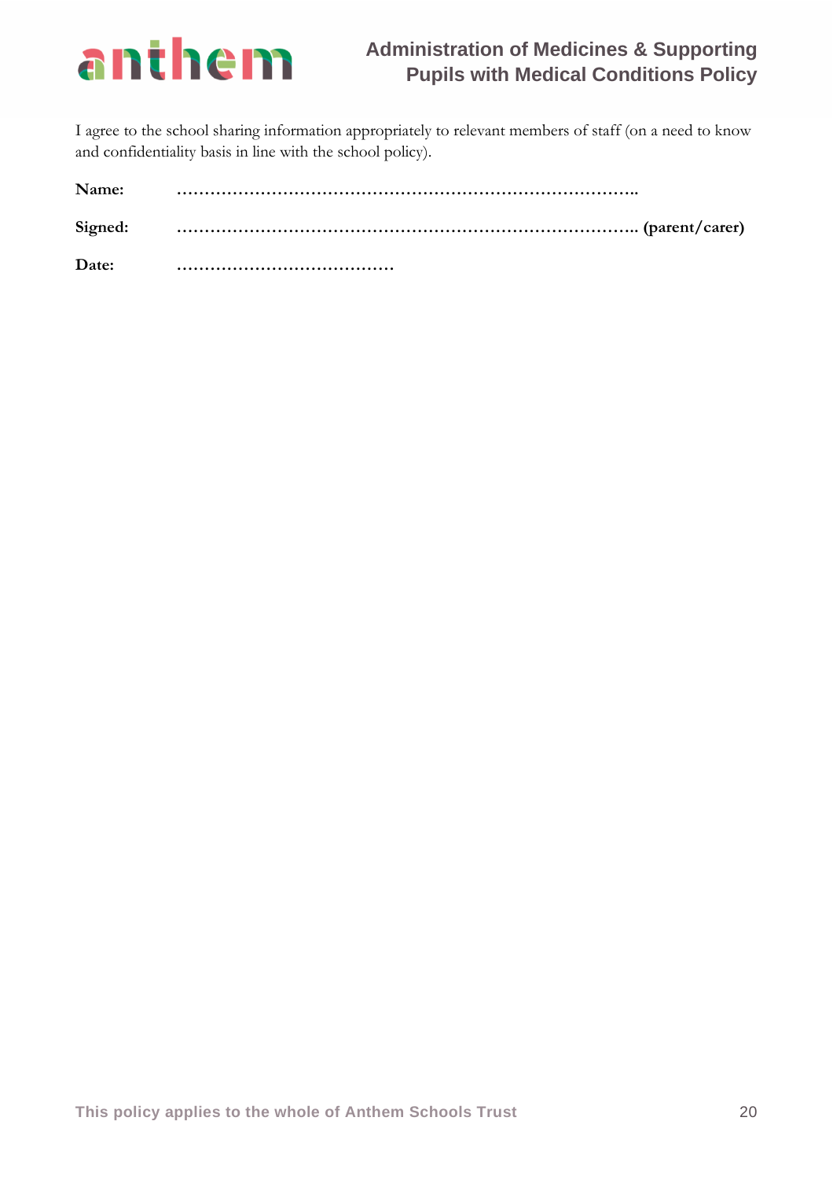I agree to the school sharing information appropriately to relevant members of staff (on a need to know and confidentiality basis in line with the school policy).

**Name:** ………………………………………………………………………..

**Signed:** ……………………………………………………………………….. **(parent/carer)**

**Date:** …………………………………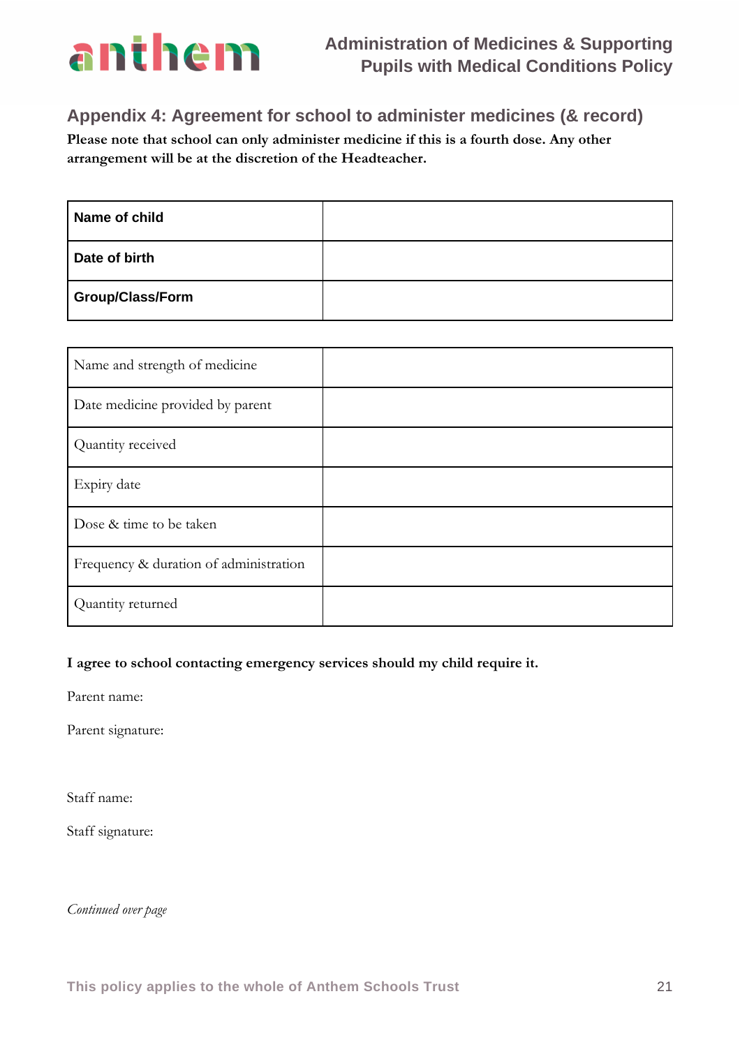## Appendix 4: Agreement for school to administer medicines (& record)

**Please note that school can only administer medicine if this is a fourth dose. Any other arrangement will be at the discretion of the Headteacher.**

| | |
|---|---|
| **Name of child** | |
| **Date of birth** | |
| **Group/Class/Form** | |

| | |
|---|---|
| Name and strength of medicine | |
| Date medicine provided by parent | |
| Quantity received | |
| Expiry date | |
| Dose & time to be taken | |
| Frequency & duration of administration | |
| Quantity returned | |

**I agree to school contacting emergency services should my child require it.**

Parent name:

Parent signature:

Staff name:

Staff signature:

*Continued over page*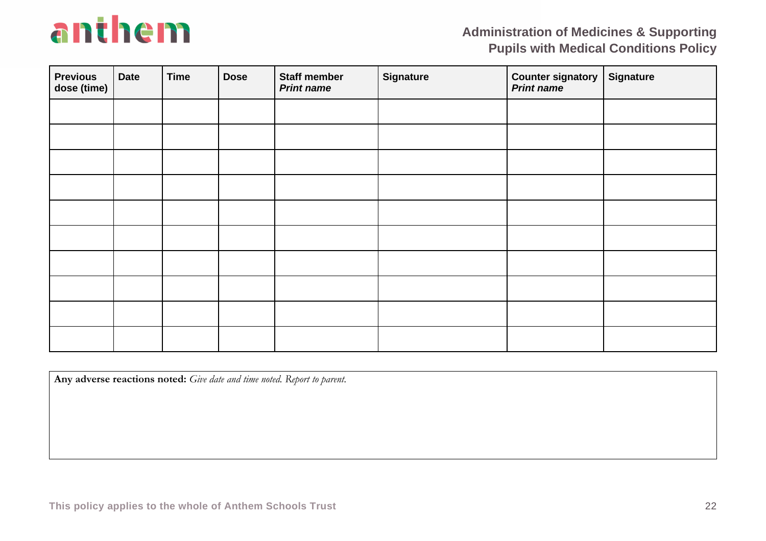| Previous dose (time) | Date | Time | Dose | Staff member *Print name* | Signature | Counter signatory *Print name* | Signature |
|---|---|---|---|---|---|---|---|
| | | | | | | | |
| | | | | | | | |
| | | | | | | | |
| | | | | | | | |
| | | | | | | | |
| | | | | | | | |
| | | | | | | | |
| | | | | | | | |
| | | | | | | | |
| | | | | | | | |

**Any adverse reactions noted:** *Give date and time noted. Report to parent.*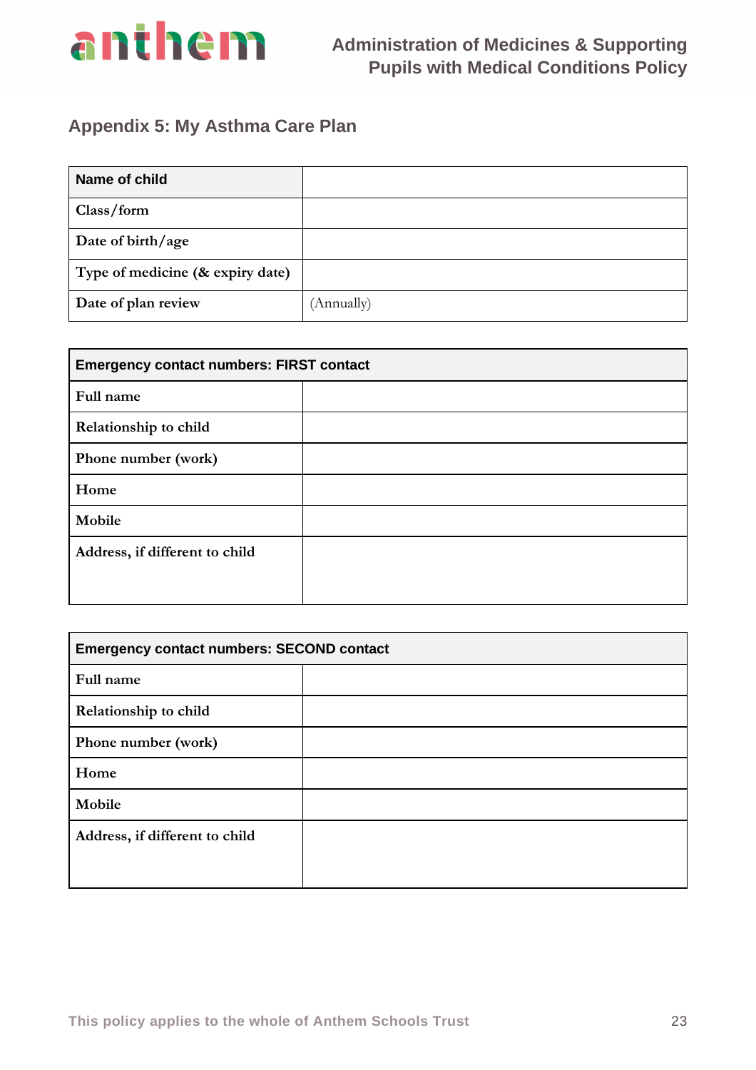## Appendix 5: My Asthma Care Plan

| **Name of child** | |
|---|---|
| **Class/form** | |
| **Date of birth/age** | |
| **Type of medicine (& expiry date)** | |
| **Date of plan review** | (Annually) |

| **Emergency contact numbers: FIRST contact** | |
|---|---|
| **Full name** | |
| **Relationship to child** | |
| **Phone number (work)** | |
| **Home** | |
| **Mobile** | |
| **Address, if different to child** | |

| **Emergency contact numbers: SECOND contact** | |
|---|---|
| **Full name** | |
| **Relationship to child** | |
| **Phone number (work)** | |
| **Home** | |
| **Mobile** | |
| **Address, if different to child** | |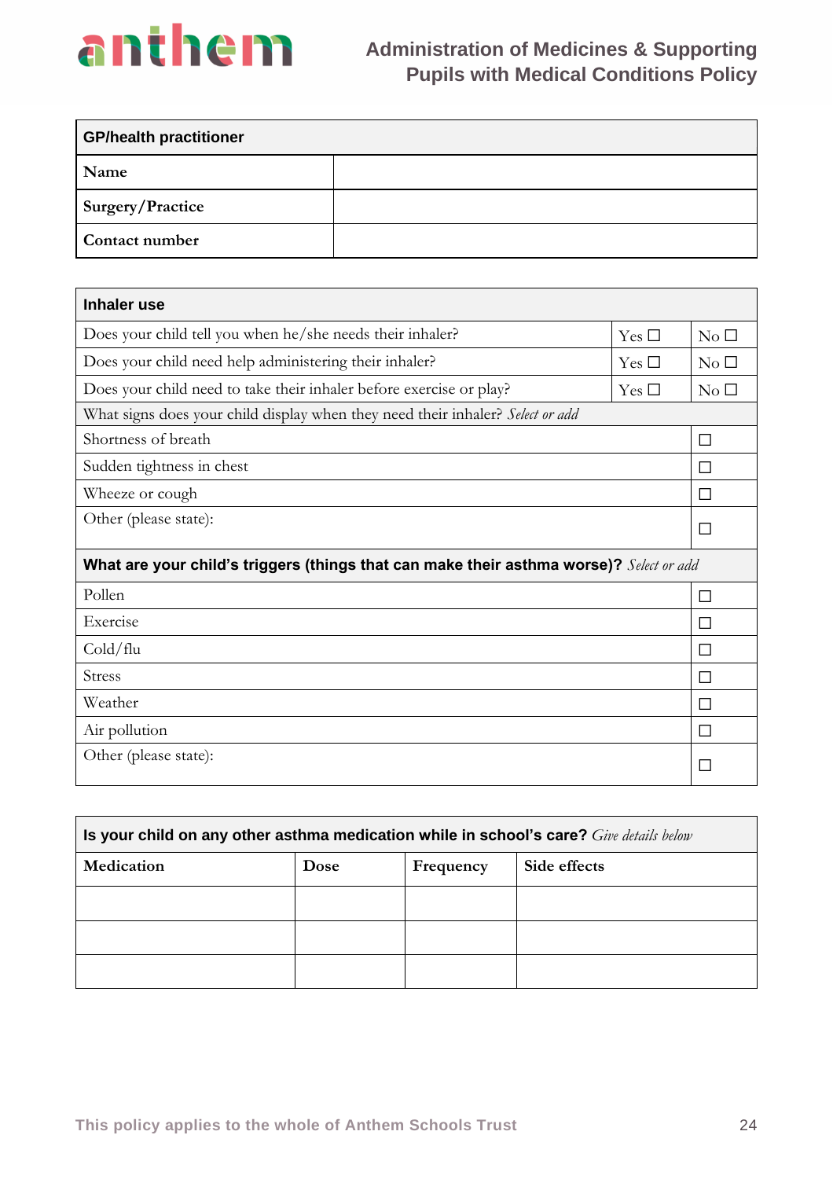| GP/health practitioner | |
|---|---|
| Name | |
| Surgery/Practice | |
| Contact number | |

| Inhaler use | | |
|---|---|---|
| Does your child tell you when he/she needs their inhaler? | Yes ☐ | No ☐ |
| Does your child need help administering their inhaler? | Yes ☐ | No ☐ |
| Does your child need to take their inhaler before exercise or play? | Yes ☐ | No ☐ |
| What signs does your child display when they need their inhaler? *Select or add* | | |
| Shortness of breath | | ☐ |
| Sudden tightness in chest | | ☐ |
| Wheeze or cough | | ☐ |
| Other (please state): | | ☐ |
| **What are your child's triggers (things that can make their asthma worse)?** *Select or add* | | |
| Pollen | | ☐ |
| Exercise | | ☐ |
| Cold/flu | | ☐ |
| Stress | | ☐ |
| Weather | | ☐ |
| Air pollution | | ☐ |
| Other (please state): | | ☐ |

**Is your child on any other asthma medication while in school's care?** *Give details below*

| Medication | Dose | Frequency | Side effects |
|---|---|---|---|
| | | | |
| | | | |
| | | | |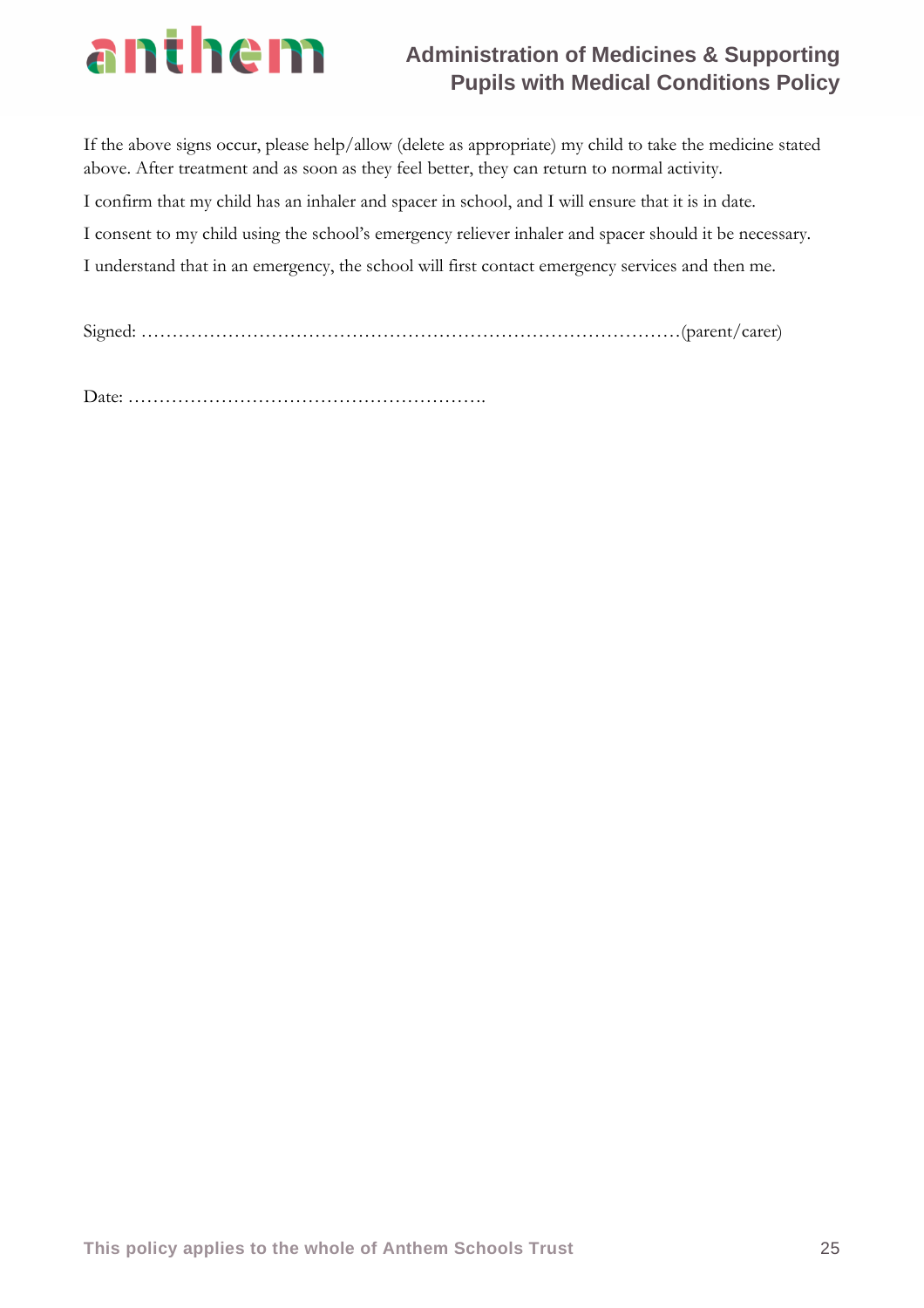If the above signs occur, please help/allow (delete as appropriate) my child to take the medicine stated above. After treatment and as soon as they feel better, they can return to normal activity.

I confirm that my child has an inhaler and spacer in school, and I will ensure that it is in date.

I consent to my child using the school's emergency reliever inhaler and spacer should it be necessary.

I understand that in an emergency, the school will first contact emergency services and then me.

Signed: ………………………………………………………………………………(parent/carer)

Date: ……………………………………………………….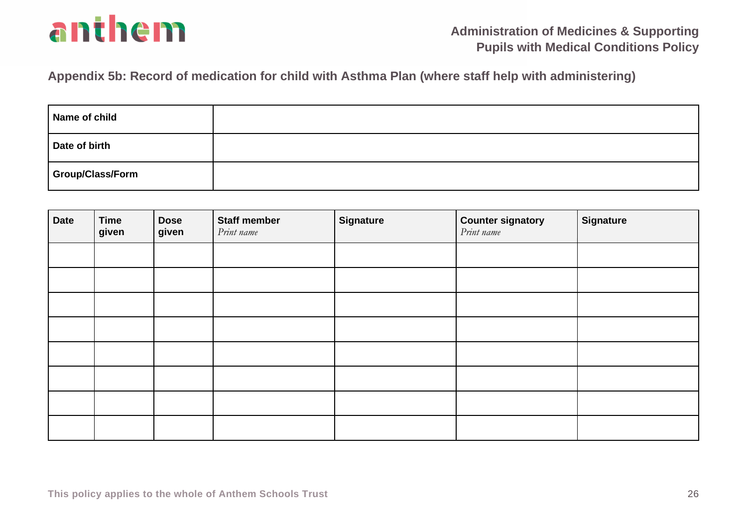## Appendix 5b: Record of medication for child with Asthma Plan (where staff help with administering)

| **Name of child** | |
|---|---|
| **Date of birth** | |
| **Group/Class/Form** | |

| **Date** | **Time given** | **Dose given** | **Staff member** *Print name* | **Signature** | **Counter signatory** *Print name* | **Signature** |
|---|---|---|---|---|---|---|
| | | | | | | |
| | | | | | | |
| | | | | | | |
| | | | | | | |
| | | | | | | |
| | | | | | | |
| | | | | | | |
| | | | | | | |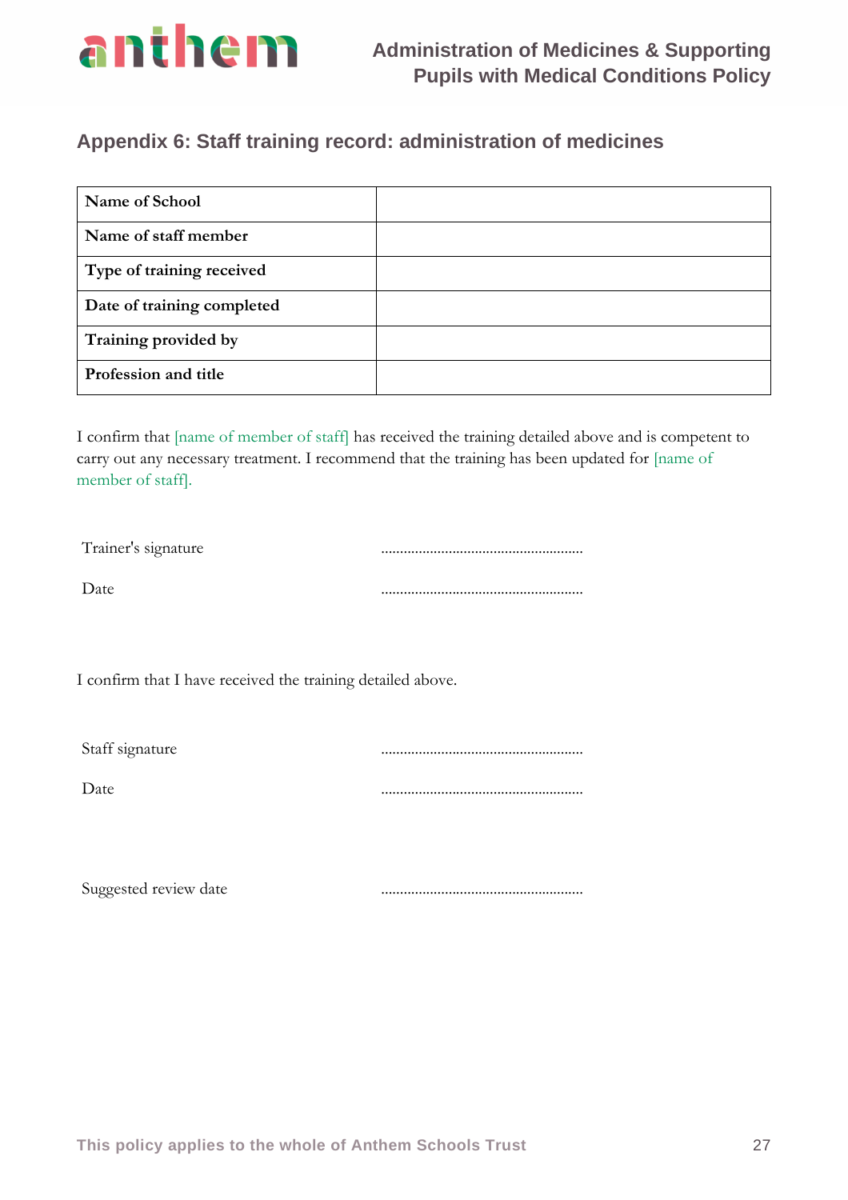## Appendix 6: Staff training record: administration of medicines

| **Name of School** | |
|---|---|
| **Name of staff member** | |
| **Type of training received** | |
| **Date of training completed** | |
| **Training provided by** | |
| **Profession and title** | |

I confirm that [name of member of staff] has received the training detailed above and is competent to carry out any necessary treatment. I recommend that the training has been updated for [name of member of staff].

Trainer's signature ......................................................

Date ......................................................

I confirm that I have received the training detailed above.

Staff signature ......................................................

Date ......................................................

Suggested review date ......................................................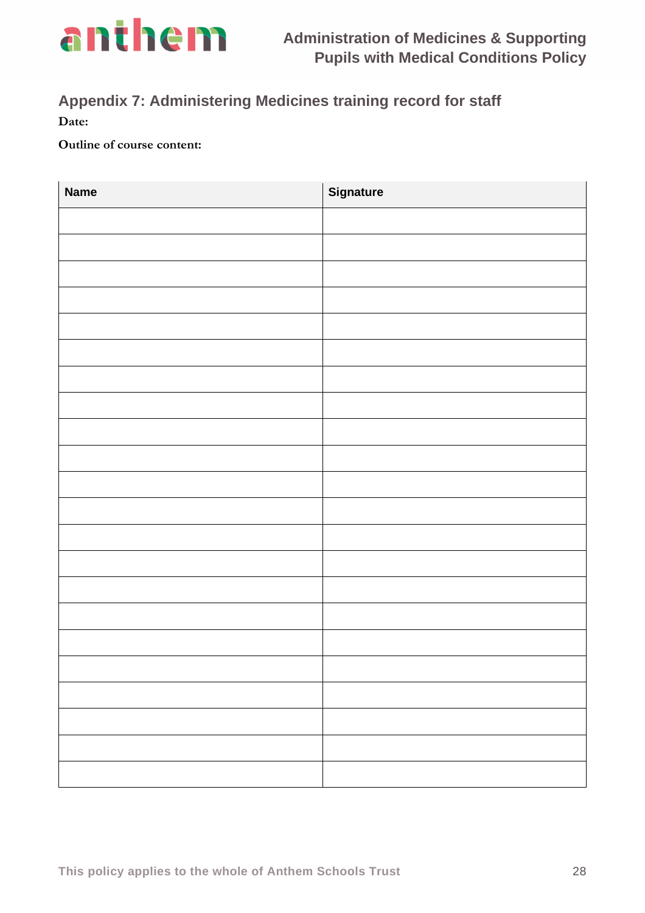## Appendix 7: Administering Medicines training record for staff

**Date:**

**Outline of course content:**

| Name | Signature |
|---|---|
| | |
| | |
| | |
| | |
| | |
| | |
| | |
| | |
| | |
| | |
| | |
| | |
| | |
| | |
| | |
| | |
| | |
| | |
| | |
| | |
| | |
| | |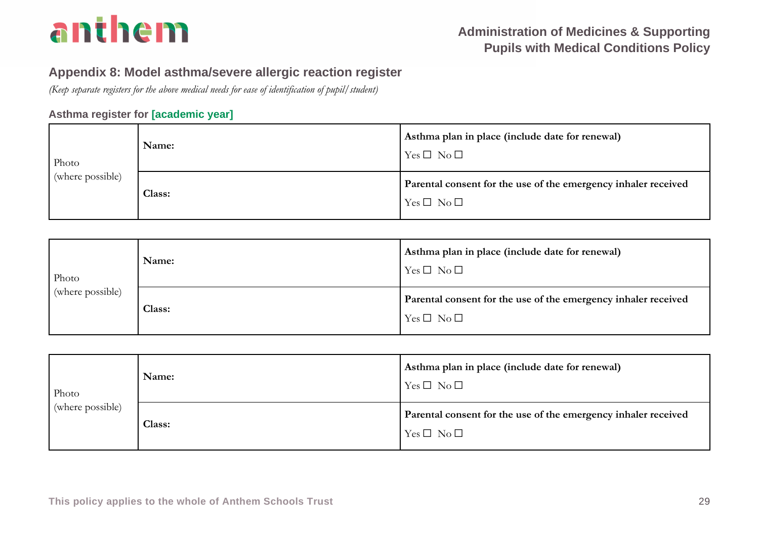## Appendix 8: Model asthma/severe allergic reaction register

*(Keep separate registers for the above medical needs for ease of identification of pupil/student)*

### Asthma register for [academic year]

| Photo (where possible) | Name: | Asthma plan in place (include date for renewal) Yes ☐ No ☐ |
|---|---|---|
| | Class: | Parental consent for the use of the emergency inhaler received Yes ☐ No ☐ |

| Photo (where possible) | Name: | Asthma plan in place (include date for renewal) Yes ☐ No ☐ |
|---|---|---|
| | Class: | Parental consent for the use of the emergency inhaler received Yes ☐ No ☐ |

| Photo (where possible) | Name: | Asthma plan in place (include date for renewal) Yes ☐ No ☐ |
|---|---|---|
| | Class: | Parental consent for the use of the emergency inhaler received Yes ☐ No ☐ |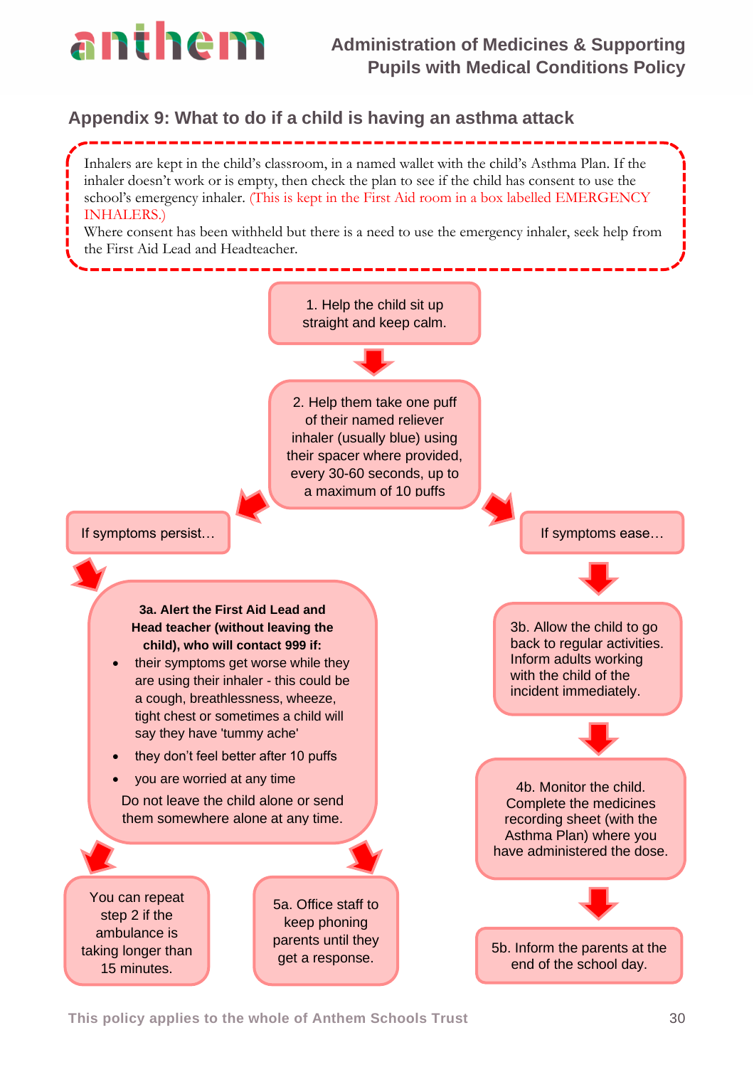## Appendix 9: What to do if a child is having an asthma attack

Inhalers are kept in the child's classroom, in a named wallet with the child's Asthma Plan. If the inhaler doesn't work or is empty, then check the plan to see if the child has consent to use the school's emergency inhaler. (This is kept in the First Aid room in a box labelled EMERGENCY INHALERS.)
Where consent has been withheld but there is a need to use the emergency inhaler, seek help from the First Aid Lead and Headteacher.

1. Help the child sit up straight and keep calm.

2. Help them take one puff of their named reliever inhaler (usually blue) using their spacer where provided, every 30-60 seconds, up to a maximum of 10 puffs

**If symptoms persist…**

**3a. Alert the First Aid Lead and Head teacher (without leaving the child), who will contact 999 if:**

- their symptoms get worse while they are using their inhaler - this could be a cough, breathlessness, wheeze, tight chest or sometimes a child will say they have 'tummy ache'
- they don't feel better after 10 puffs
- you are worried at any time

Do not leave the child alone or send them somewhere alone at any time.

You can repeat step 2 if the ambulance is taking longer than 15 minutes.

5a. Office staff to keep phoning parents until they get a response.

**If symptoms ease…**

3b. Allow the child to go back to regular activities. Inform adults working with the child of the incident immediately.

4b. Monitor the child. Complete the medicines recording sheet (with the Asthma Plan) where you have administered the dose.

5b. Inform the parents at the end of the school day.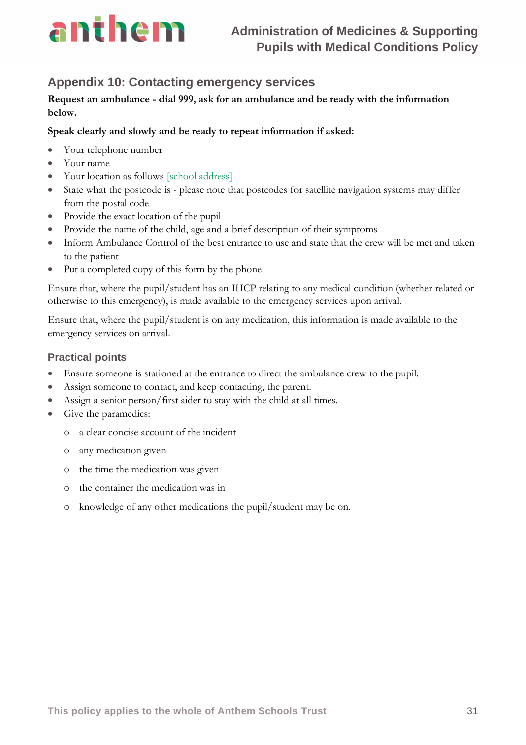## Appendix 10: Contacting emergency services

**Request an ambulance - dial 999, ask for an ambulance and be ready with the information below.**

**Speak clearly and slowly and be ready to repeat information if asked:**

- Your telephone number
- Your name
- Your location as follows [school address]
- State what the postcode is - please note that postcodes for satellite navigation systems may differ from the postal code
- Provide the exact location of the pupil
- Provide the name of the child, age and a brief description of their symptoms
- Inform Ambulance Control of the best entrance to use and state that the crew will be met and taken to the patient
- Put a completed copy of this form by the phone.

Ensure that, where the pupil/student has an IHCP relating to any medical condition (whether related or otherwise to this emergency), is made available to the emergency services upon arrival.

Ensure that, where the pupil/student is on any medication, this information is made available to the emergency services on arrival.

### Practical points

- Ensure someone is stationed at the entrance to direct the ambulance crew to the pupil.
- Assign someone to contact, and keep contacting, the parent.
- Assign a senior person/first aider to stay with the child at all times.
- Give the paramedics:
  - a clear concise account of the incident
  - any medication given
  - the time the medication was given
  - the container the medication was in
  - knowledge of any other medications the pupil/student may be on.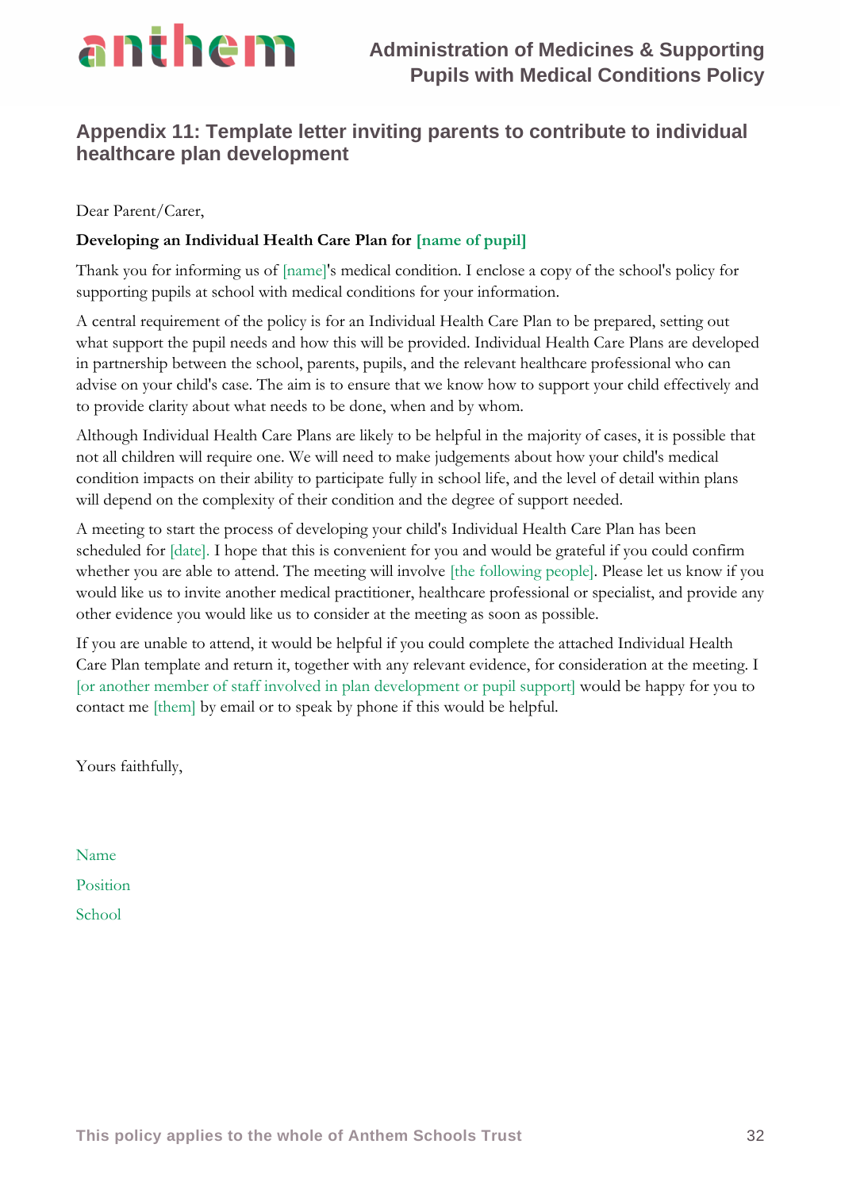## Appendix 11: Template letter inviting parents to contribute to individual healthcare plan development

Dear Parent/Carer,

**Developing an Individual Health Care Plan for [name of pupil]**

Thank you for informing us of [name]'s medical condition. I enclose a copy of the school's policy for supporting pupils at school with medical conditions for your information.

A central requirement of the policy is for an Individual Health Care Plan to be prepared, setting out what support the pupil needs and how this will be provided. Individual Health Care Plans are developed in partnership between the school, parents, pupils, and the relevant healthcare professional who can advise on your child's case. The aim is to ensure that we know how to support your child effectively and to provide clarity about what needs to be done, when and by whom.

Although Individual Health Care Plans are likely to be helpful in the majority of cases, it is possible that not all children will require one. We will need to make judgements about how your child's medical condition impacts on their ability to participate fully in school life, and the level of detail within plans will depend on the complexity of their condition and the degree of support needed.

A meeting to start the process of developing your child's Individual Health Care Plan has been scheduled for [date]. I hope that this is convenient for you and would be grateful if you could confirm whether you are able to attend. The meeting will involve [the following people]. Please let us know if you would like us to invite another medical practitioner, healthcare professional or specialist, and provide any other evidence you would like us to consider at the meeting as soon as possible.

If you are unable to attend, it would be helpful if you could complete the attached Individual Health Care Plan template and return it, together with any relevant evidence, for consideration at the meeting. I [or another member of staff involved in plan development or pupil support] would be happy for you to contact me [them] by email or to speak by phone if this would be helpful.

Yours faithfully,

Name

Position

School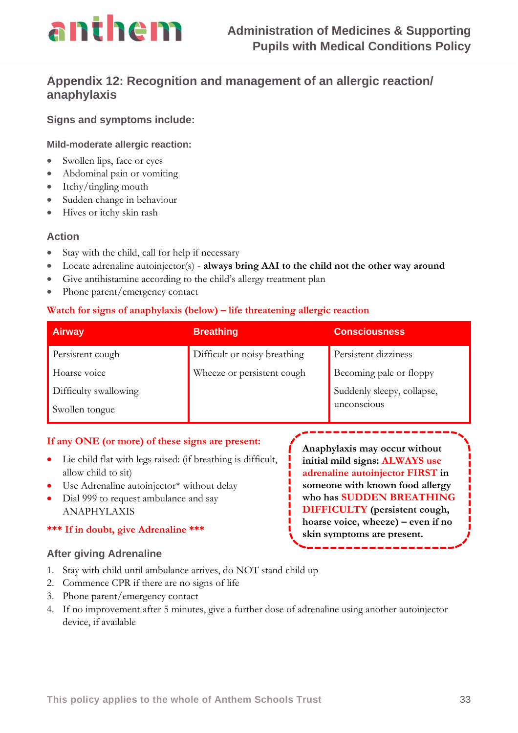## Appendix 12: Recognition and management of an allergic reaction/ anaphylaxis

### Signs and symptoms include:

#### Mild-moderate allergic reaction:

- Swollen lips, face or eyes
- Abdominal pain or vomiting
- Itchy/tingling mouth
- Sudden change in behaviour
- Hives or itchy skin rash

### Action

- Stay with the child, call for help if necessary
- Locate adrenaline autoinjector(s) - **always bring AAI to the child not the other way around**
- Give antihistamine according to the child's allergy treatment plan
- Phone parent/emergency contact

**Watch for signs of anaphylaxis (below) – life threatening allergic reaction**

| Airway | Breathing | Consciousness |
|---|---|---|
| Persistent cough<br>Hoarse voice<br>Difficulty swallowing<br>Swollen tongue | Difficult or noisy breathing<br>Wheeze or persistent cough | Persistent dizziness<br>Becoming pale or floppy<br>Suddenly sleepy, collapse, unconscious |

**If any ONE (or more) of these signs are present:**

- Lie child flat with legs raised: (if breathing is difficult, allow child to sit)
- Use Adrenaline autoinjector* without delay
- Dial 999 to request ambulance and say ANAPHYLAXIS

**\*\*\* If in doubt, give Adrenaline \*\*\***

**Anaphylaxis may occur without initial mild signs: ALWAYS use adrenaline autoinjector FIRST in someone with known food allergy who has SUDDEN BREATHING DIFFICULTY (persistent cough, hoarse voice, wheeze) – even if no skin symptoms are present.**

### After giving Adrenaline

1. Stay with child until ambulance arrives, do NOT stand child up
2. Commence CPR if there are no signs of life
3. Phone parent/emergency contact
4. If no improvement after 5 minutes, give a further dose of adrenaline using another autoinjector device, if available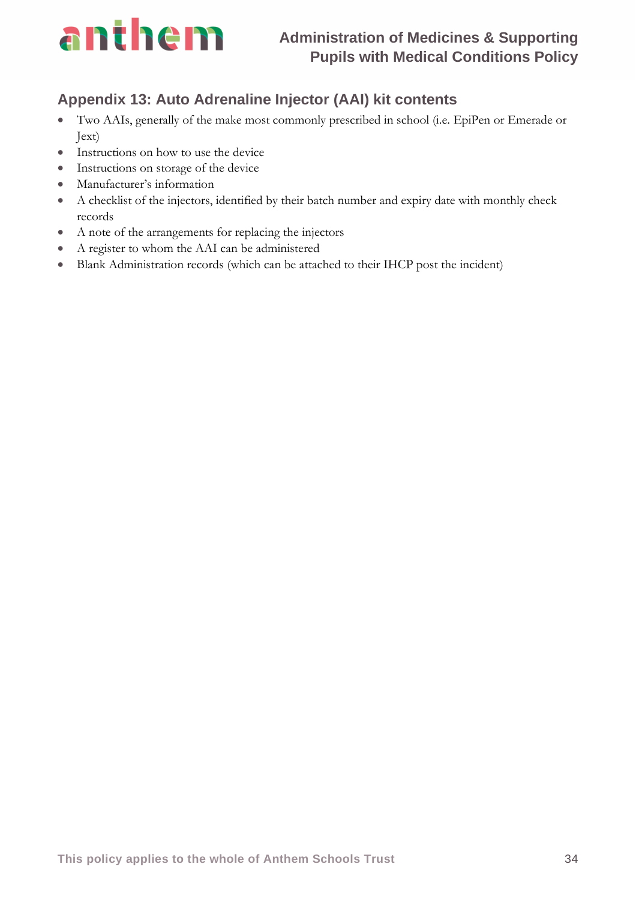## Appendix 13: Auto Adrenaline Injector (AAI) kit contents

- Two AAIs, generally of the make most commonly prescribed in school (i.e. EpiPen or Emerade or Jext)
- Instructions on how to use the device
- Instructions on storage of the device
- Manufacturer's information
- A checklist of the injectors, identified by their batch number and expiry date with monthly check records
- A note of the arrangements for replacing the injectors
- A register to whom the AAI can be administered
- Blank Administration records (which can be attached to their IHCP post the incident)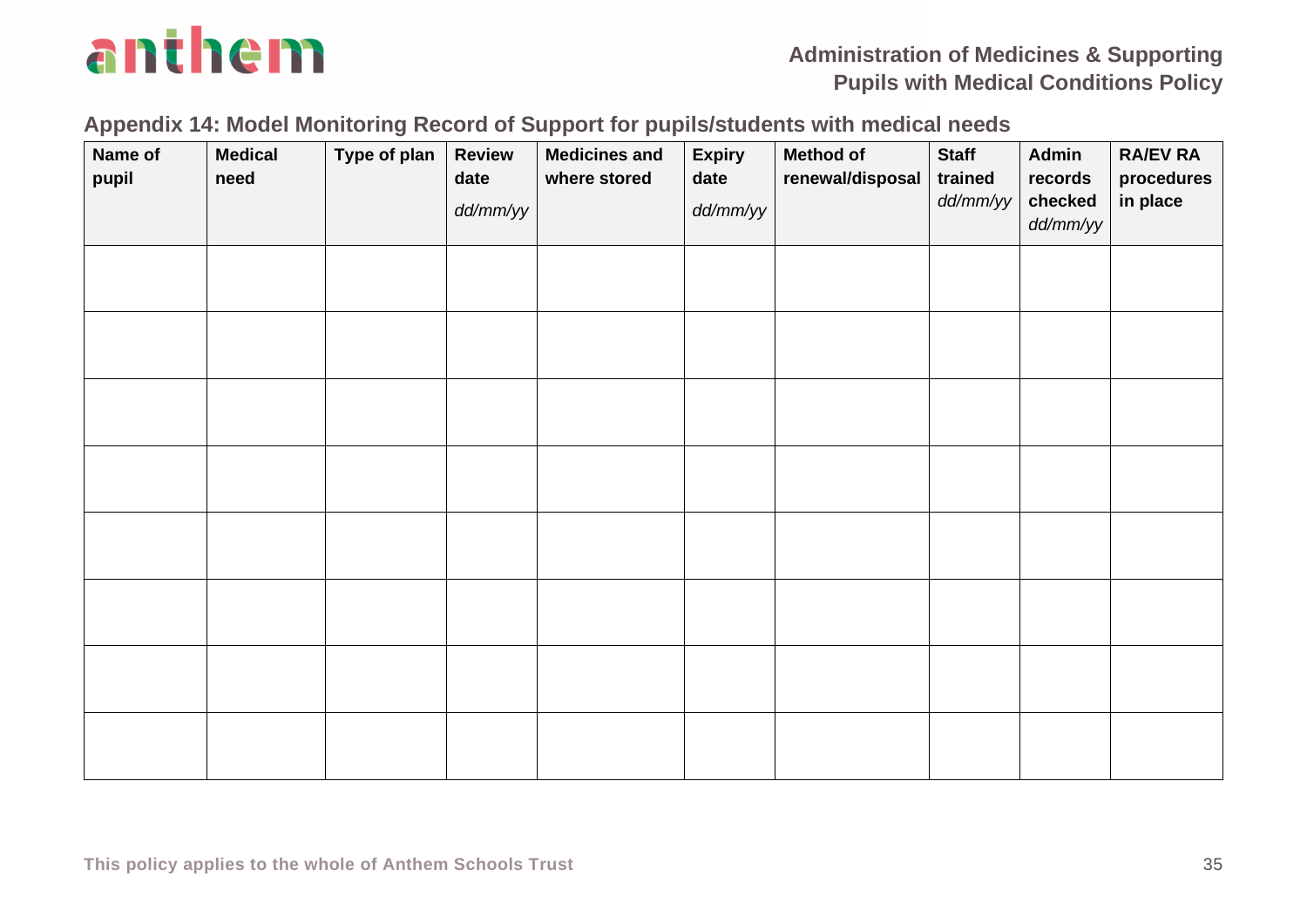## Appendix 14: Model Monitoring Record of Support for pupils/students with medical needs

| Name of pupil | Medical need | Type of plan | Review date *dd/mm/yy* | Medicines and where stored | Expiry date *dd/mm/yy* | Method of renewal/disposal | Staff trained *dd/mm/yy* | Admin records checked *dd/mm/yy* | RA/EV RA procedures in place |
|---|---|---|---|---|---|---|---|---|---|
| | | | | | | | | | |
| | | | | | | | | | |
| | | | | | | | | | |
| | | | | | | | | | |
| | | | | | | | | | |
| | | | | | | | | | |
| | | | | | | | | | |
| | | | | | | | | | |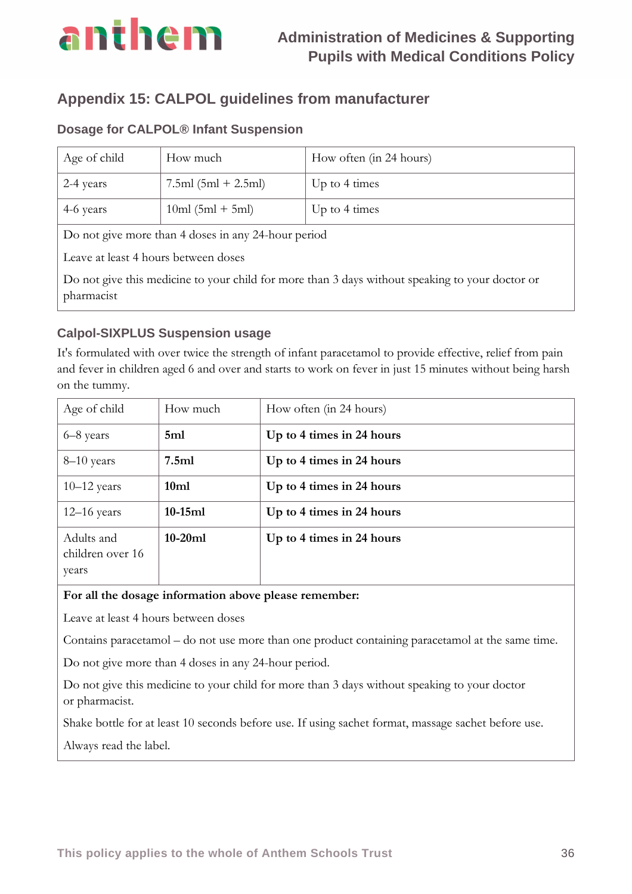## Appendix 15: CALPOL guidelines from manufacturer

### Dosage for CALPOL® Infant Suspension

| Age of child | How much | How often (in 24 hours) |
|---|---|---|
| 2-4 years | 7.5ml (5ml + 2.5ml) | Up to 4 times |
| 4-6 years | 10ml (5ml + 5ml) | Up to 4 times |

Do not give more than 4 doses in any 24-hour period

Leave at least 4 hours between doses

Do not give this medicine to your child for more than 3 days without speaking to your doctor or pharmacist

### Calpol-SIXPLUS Suspension usage

It's formulated with over twice the strength of infant paracetamol to provide effective, relief from pain and fever in children aged 6 and over and starts to work on fever in just 15 minutes without being harsh on the tummy.

| Age of child | How much | How often (in 24 hours) |
|---|---|---|
| 6–8 years | **5ml** | **Up to 4 times in 24 hours** |
| 8–10 years | **7.5ml** | **Up to 4 times in 24 hours** |
| 10–12 years | **10ml** | **Up to 4 times in 24 hours** |
| 12–16 years | **10-15ml** | **Up to 4 times in 24 hours** |
| Adults and children over 16 years | **10-20ml** | **Up to 4 times in 24 hours** |

**For all the dosage information above please remember:**

Leave at least 4 hours between doses

Contains paracetamol – do not use more than one product containing paracetamol at the same time.

Do not give more than 4 doses in any 24-hour period.

Do not give this medicine to your child for more than 3 days without speaking to your doctor or pharmacist.

Shake bottle for at least 10 seconds before use. If using sachet format, massage sachet before use.

Always read the label.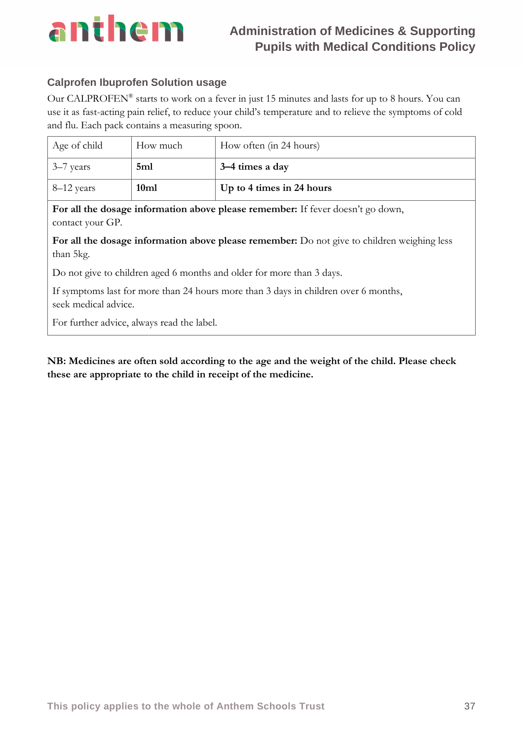### Calprofen Ibuprofen Solution usage

Our CALPROFEN® starts to work on a fever in just 15 minutes and lasts for up to 8 hours. You can use it as fast-acting pain relief, to reduce your child's temperature and to relieve the symptoms of cold and flu. Each pack contains a measuring spoon.

| Age of child | How much | How often (in 24 hours) |
|---|---|---|
| 3–7 years | **5ml** | **3–4 times a day** |
| 8–12 years | **10ml** | **Up to 4 times in 24 hours** |

**For all the dosage information above please remember:** If fever doesn't go down, contact your GP.

**For all the dosage information above please remember:** Do not give to children weighing less than 5kg.

Do not give to children aged 6 months and older for more than 3 days.

If symptoms last for more than 24 hours more than 3 days in children over 6 months, seek medical advice.

For further advice, always read the label.

**NB: Medicines are often sold according to the age and the weight of the child. Please check these are appropriate to the child in receipt of the medicine.**